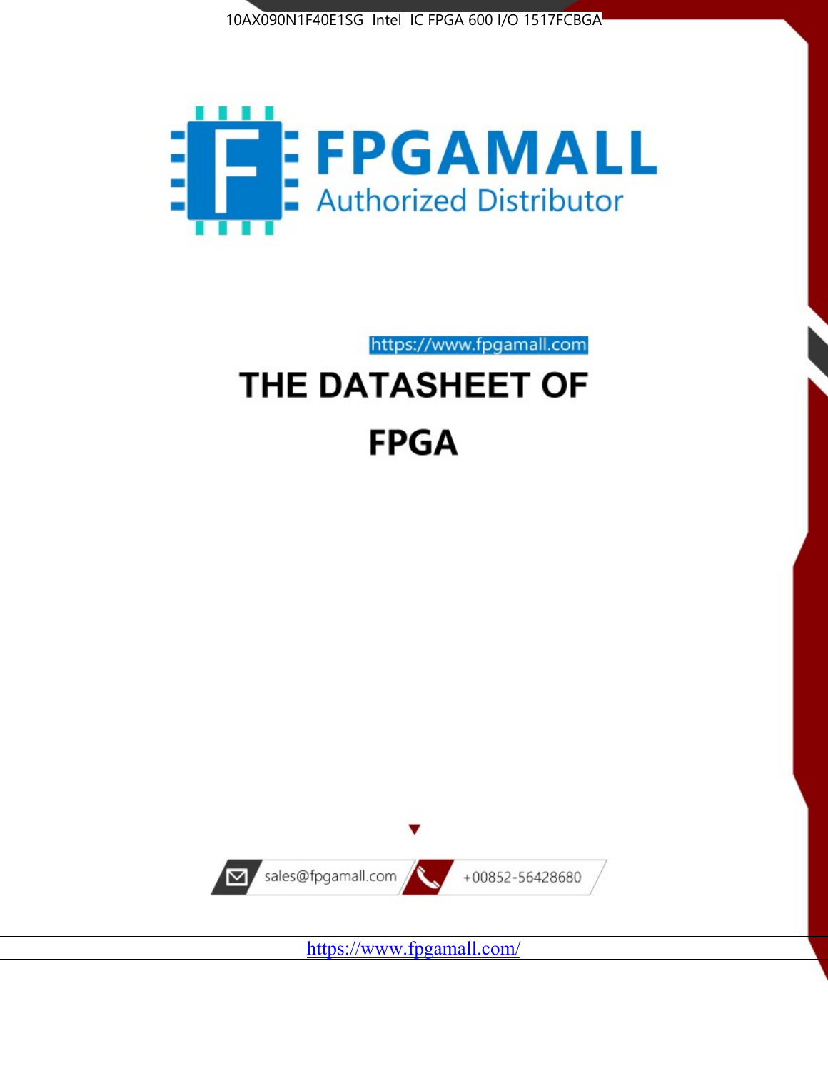10AX090N1F40E1SG Intel IC FPGA 600 I/O 1517FCBGA

FPGAMALL

Authorized Distributor

https://www.fpgamall.com

# THE DATASHEET OF

# FPGA

sales@fpgamall.com

+00852-56428680

https://www.fpgamall.com/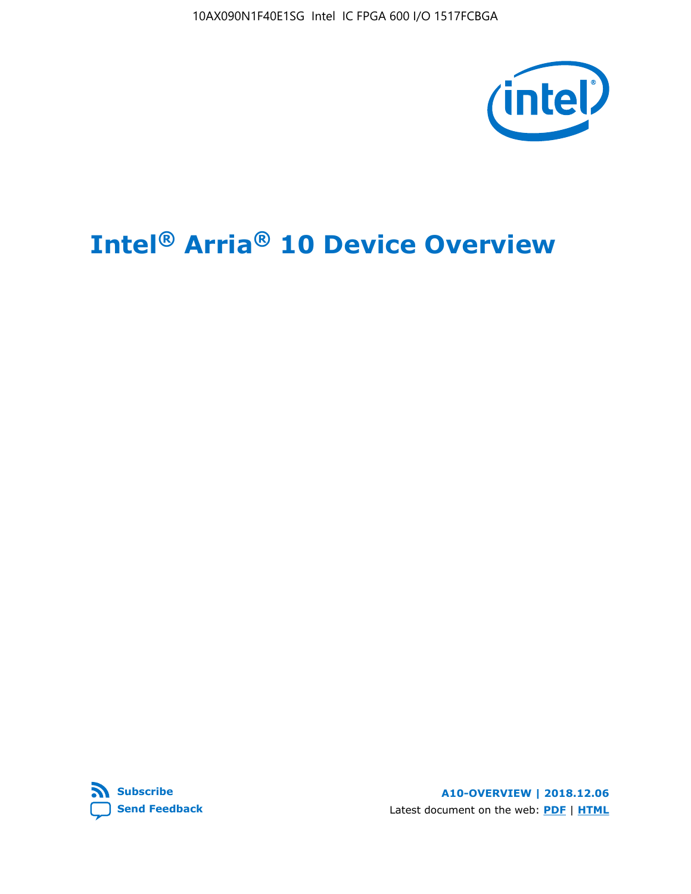# Intel® Arria® 10 Device Overview

Subscribe

Send Feedback

A10-OVERVIEW | 2018.12.06

Latest document on the web: PDF | HTML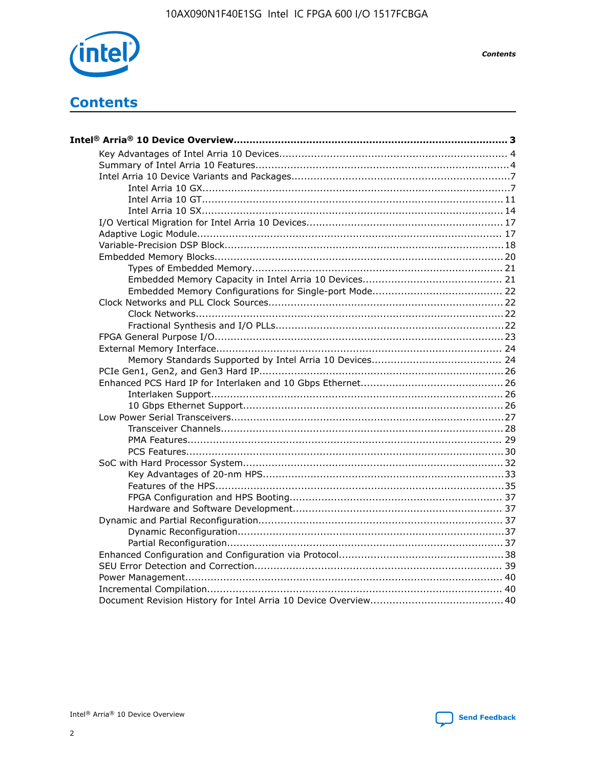# Contents

**Intel® Arria® 10 Device Overview....................................................................................... 3**

- Key Advantages of Intel Arria 10 Devices........................................................................ 4
- Summary of Intel Arria 10 Features................................................................................4
- Intel Arria 10 Device Variants and Packages.....................................................................7
  - Intel Arria 10 GX.................................................................................................7
  - Intel Arria 10 GT............................................................................................... 11
  - Intel Arria 10 SX............................................................................................... 14
- I/O Vertical Migration for Intel Arria 10 Devices.............................................................. 17
- Adaptive Logic Module................................................................................................ 17
- Variable-Precision DSP Block........................................................................................18
- Embedded Memory Blocks........................................................................................... 20
  - Types of Embedded Memory............................................................................... 21
  - Embedded Memory Capacity in Intel Arria 10 Devices............................................ 21
  - Embedded Memory Configurations for Single-port Mode......................................... 22
- Clock Networks and PLL Clock Sources.......................................................................... 22
  - Clock Networks................................................................................................. 22
  - Fractional Synthesis and I/O PLLs........................................................................22
- FPGA General Purpose I/O.......................................................................................... 23
- External Memory Interface.......................................................................................... 24
  - Memory Standards Supported by Intel Arria 10 Devices......................................... 24
- PCIe Gen1, Gen2, and Gen3 Hard IP............................................................................. 26
- Enhanced PCS Hard IP for Interlaken and 10 Gbps Ethernet............................................. 26
  - Interlaken Support............................................................................................ 26
  - 10 Gbps Ethernet Support.................................................................................. 26
- Low Power Serial Transceivers......................................................................................27
  - Transceiver Channels......................................................................................... 28
  - PMA Features................................................................................................... 29
  - PCS Features.................................................................................................... 30
- SoC with Hard Processor System.................................................................................. 32
  - Key Advantages of 20-nm HPS............................................................................33
  - Features of the HPS...........................................................................................35
  - FPGA Configuration and HPS Booting................................................................... 37
  - Hardware and Software Development.................................................................. 37
- Dynamic and Partial Reconfiguration............................................................................. 37
  - Dynamic Reconfiguration....................................................................................37
  - Partial Reconfiguration....................................................................................... 37
- Enhanced Configuration and Configuration via Protocol....................................................38
- SEU Error Detection and Correction.............................................................................. 39
- Power Management.................................................................................................... 40
- Incremental Compilation............................................................................................. 40
- Document Revision History for Intel Arria 10 Device Overview.......................................... 40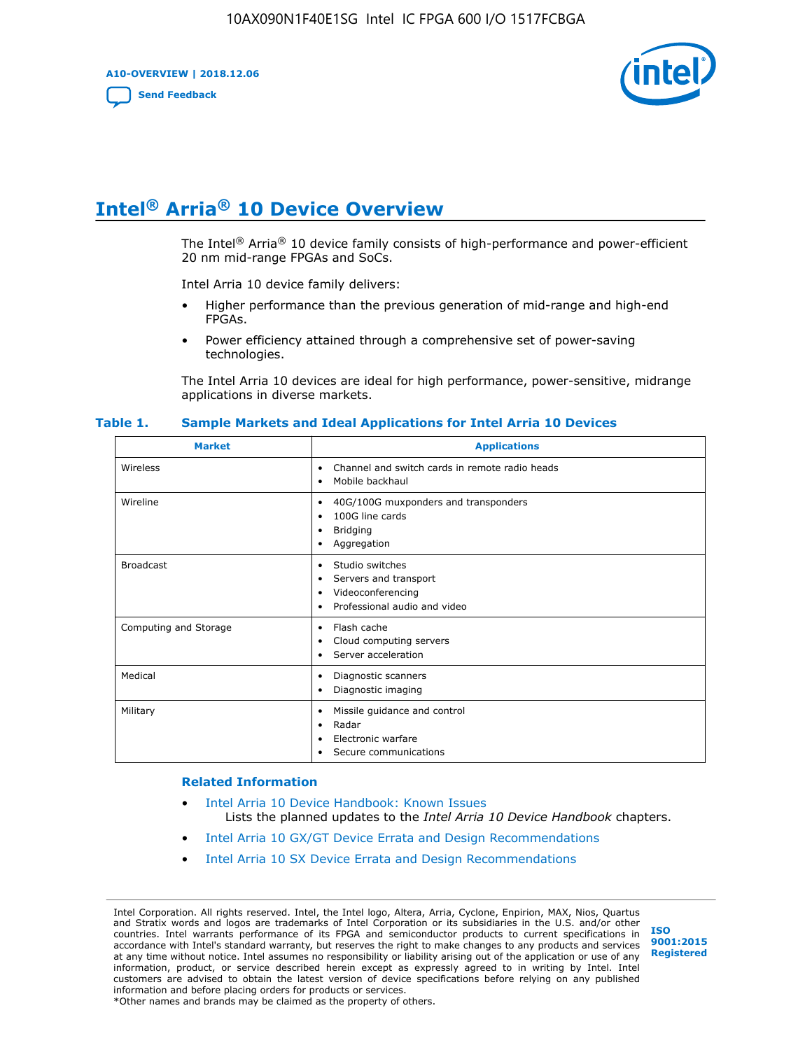# Intel® Arria® 10 Device Overview

The Intel® Arria® 10 device family consists of high-performance and power-efficient 20 nm mid-range FPGAs and SoCs.

Intel Arria 10 device family delivers:

- Higher performance than the previous generation of mid-range and high-end FPGAs.
- Power efficiency attained through a comprehensive set of power-saving technologies.

The Intel Arria 10 devices are ideal for high performance, power-sensitive, midrange applications in diverse markets.

**Table 1. Sample Markets and Ideal Applications for Intel Arria 10 Devices**

| Market | Applications |
|---|---|
| Wireless | • Channel and switch cards in remote radio heads<br>• Mobile backhaul |
| Wireline | • 40G/100G muxponders and transponders<br>• 100G line cards<br>• Bridging<br>• Aggregation |
| Broadcast | • Studio switches<br>• Servers and transport<br>• Videoconferencing<br>• Professional audio and video |
| Computing and Storage | • Flash cache<br>• Cloud computing servers<br>• Server acceleration |
| Medical | • Diagnostic scanners<br>• Diagnostic imaging |
| Military | • Missile guidance and control<br>• Radar<br>• Electronic warfare<br>• Secure communications |

## Related Information

- Intel Arria 10 Device Handbook: Known Issues
  Lists the planned updates to the *Intel Arria 10 Device Handbook* chapters.
- Intel Arria 10 GX/GT Device Errata and Design Recommendations
- Intel Arria 10 SX Device Errata and Design Recommendations

Intel Corporation. All rights reserved. Intel, the Intel logo, Altera, Arria, Cyclone, Enpirion, MAX, Nios, Quartus and Stratix words and logos are trademarks of Intel Corporation or its subsidiaries in the U.S. and/or other countries. Intel warrants performance of its FPGA and semiconductor products to current specifications in accordance with Intel's standard warranty, but reserves the right to make changes to any products and services at any time without notice. Intel assumes no responsibility or liability arising out of the application or use of any information, product, or service described herein except as expressly agreed to in writing by Intel. Intel customers are advised to obtain the latest version of device specifications before relying on any published information and before placing orders for products or services.
*Other names and brands may be claimed as the property of others.

ISO 9001:2015 Registered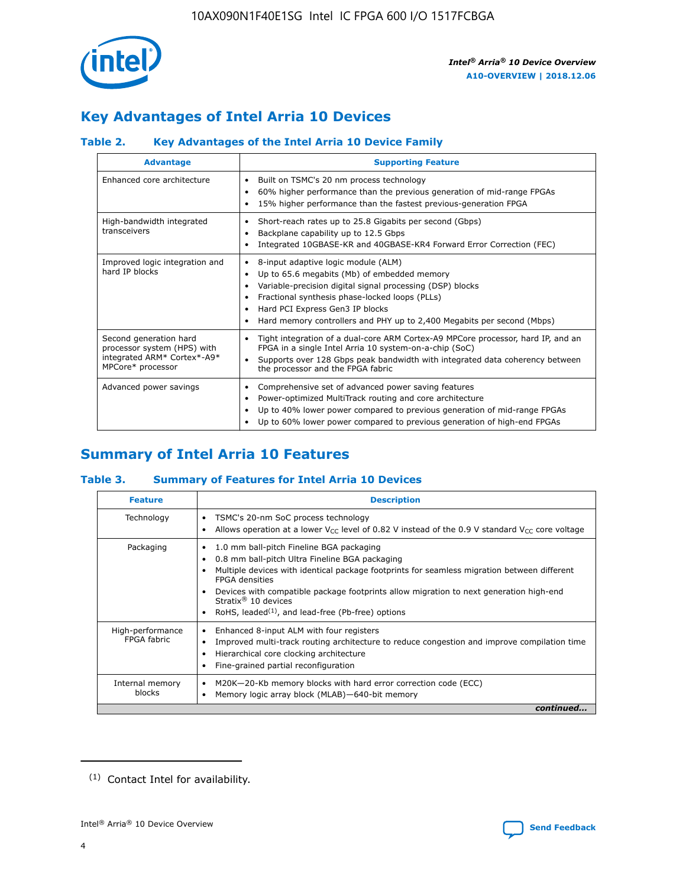## Key Advantages of Intel Arria 10 Devices

### Table 2. Key Advantages of the Intel Arria 10 Device Family

| Advantage | Supporting Feature |
|---|---|
| Enhanced core architecture | • Built on TSMC's 20 nm process technology<br>• 60% higher performance than the previous generation of mid-range FPGAs<br>• 15% higher performance than the fastest previous-generation FPGA |
| High-bandwidth integrated transceivers | • Short-reach rates up to 25.8 Gigabits per second (Gbps)<br>• Backplane capability up to 12.5 Gbps<br>• Integrated 10GBASE-KR and 40GBASE-KR4 Forward Error Correction (FEC) |
| Improved logic integration and hard IP blocks | • 8-input adaptive logic module (ALM)<br>• Up to 65.6 megabits (Mb) of embedded memory<br>• Variable-precision digital signal processing (DSP) blocks<br>• Fractional synthesis phase-locked loops (PLLs)<br>• Hard PCI Express Gen3 IP blocks<br>• Hard memory controllers and PHY up to 2,400 Megabits per second (Mbps) |
| Second generation hard processor system (HPS) with integrated ARM* Cortex*-A9* MPCore* processor | • Tight integration of a dual-core ARM Cortex-A9 MPCore processor, hard IP, and an FPGA in a single Intel Arria 10 system-on-a-chip (SoC)<br>• Supports over 128 Gbps peak bandwidth with integrated data coherency between the processor and the FPGA fabric |
| Advanced power savings | • Comprehensive set of advanced power saving features<br>• Power-optimized MultiTrack routing and core architecture<br>• Up to 40% lower power compared to previous generation of mid-range FPGAs<br>• Up to 60% lower power compared to previous generation of high-end FPGAs |

## Summary of Intel Arria 10 Features

### Table 3. Summary of Features for Intel Arria 10 Devices

| Feature | Description |
|---|---|
| Technology | • TSMC's 20-nm SoC process technology<br>• Allows operation at a lower $V_{CC}$ level of 0.82 V instead of the 0.9 V standard $V_{CC}$ core voltage |
| Packaging | • 1.0 mm ball-pitch Fineline BGA packaging<br>• 0.8 mm ball-pitch Ultra Fineline BGA packaging<br>• Multiple devices with identical package footprints for seamless migration between different FPGA densities<br>• Devices with compatible package footprints allow migration to next generation high-end Stratix® 10 devices<br>• RoHS, leaded[(1)], and lead-free (Pb-free) options |
| High-performance FPGA fabric | • Enhanced 8-input ALM with four registers<br>• Improved multi-track routing architecture to reduce congestion and improve compilation time<br>• Hierarchical core clocking architecture<br>• Fine-grained partial reconfiguration |
| Internal memory blocks | • M20K—20-Kb memory blocks with hard error correction code (ECC)<br>• Memory logic array block (MLAB)—640-bit memory |

*continued...*

(1) Contact Intel for availability.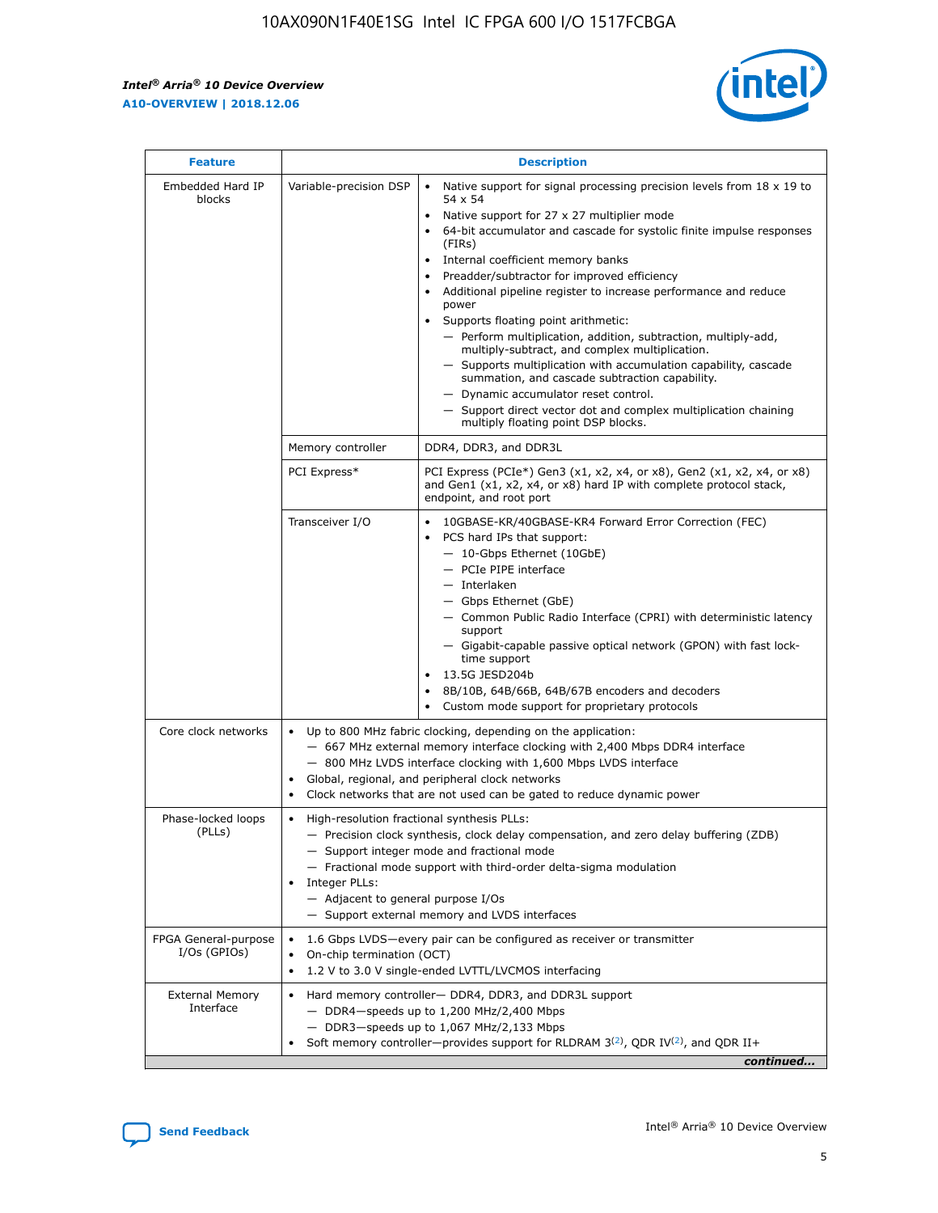| Feature | Description | |
|---|---|---|
| Embedded Hard IP blocks | Variable-precision DSP | • Native support for signal processing precision levels from 18 x 19 to 54 x 54<br>• Native support for 27 x 27 multiplier mode<br>• 64-bit accumulator and cascade for systolic finite impulse responses (FIRs)<br>• Internal coefficient memory banks<br>• Preadder/subtractor for improved efficiency<br>• Additional pipeline register to increase performance and reduce power<br>• Supports floating point arithmetic:<br>— Perform multiplication, addition, subtraction, multiply-add, multiply-subtract, and complex multiplication.<br>— Supports multiplication with accumulation capability, cascade summation, and cascade subtraction capability.<br>— Dynamic accumulator reset control.<br>— Support direct vector dot and complex multiplication chaining multiply floating point DSP blocks. |
| | Memory controller | DDR4, DDR3, and DDR3L |
| | PCI Express* | PCI Express (PCIe*) Gen3 (x1, x2, x4, or x8), Gen2 (x1, x2, x4, or x8) and Gen1 (x1, x2, x4, or x8) hard IP with complete protocol stack, endpoint, and root port |
| | Transceiver I/O | • 10GBASE-KR/40GBASE-KR4 Forward Error Correction (FEC)<br>• PCS hard IPs that support:<br>— 10-Gbps Ethernet (10GbE)<br>— PCIe PIPE interface<br>— Interlaken<br>— Gbps Ethernet (GbE)<br>— Common Public Radio Interface (CPRI) with deterministic latency support<br>— Gigabit-capable passive optical network (GPON) with fast lock-time support<br>• 13.5G JESD204b<br>• 8B/10B, 64B/66B, 64B/67B encoders and decoders<br>• Custom mode support for proprietary protocols |
| Core clock networks | • Up to 800 MHz fabric clocking, depending on the application:<br>— 667 MHz external memory interface clocking with 2,400 Mbps DDR4 interface<br>— 800 MHz LVDS interface clocking with 1,600 Mbps LVDS interface<br>• Global, regional, and peripheral clock networks<br>• Clock networks that are not used can be gated to reduce dynamic power | |
| Phase-locked loops (PLLs) | • High-resolution fractional synthesis PLLs:<br>— Precision clock synthesis, clock delay compensation, and zero delay buffering (ZDB)<br>— Support integer mode and fractional mode<br>— Fractional mode support with third-order delta-sigma modulation<br>• Integer PLLs:<br>— Adjacent to general purpose I/Os<br>— Support external memory and LVDS interfaces | |
| FPGA General-purpose I/Os (GPIOs) | • 1.6 Gbps LVDS—every pair can be configured as receiver or transmitter<br>• On-chip termination (OCT)<br>• 1.2 V to 3.0 V single-ended LVTTL/LVCMOS interfacing | |
| External Memory Interface | • Hard memory controller— DDR4, DDR3, and DDR3L support<br>— DDR4—speeds up to 1,200 MHz/2,400 Mbps<br>— DDR3—speeds up to 1,067 MHz/2,133 Mbps<br>• Soft memory controller—provides support for RLDRAM 3[(2)], QDR IV[(2)], and QDR II+ | |

*continued...*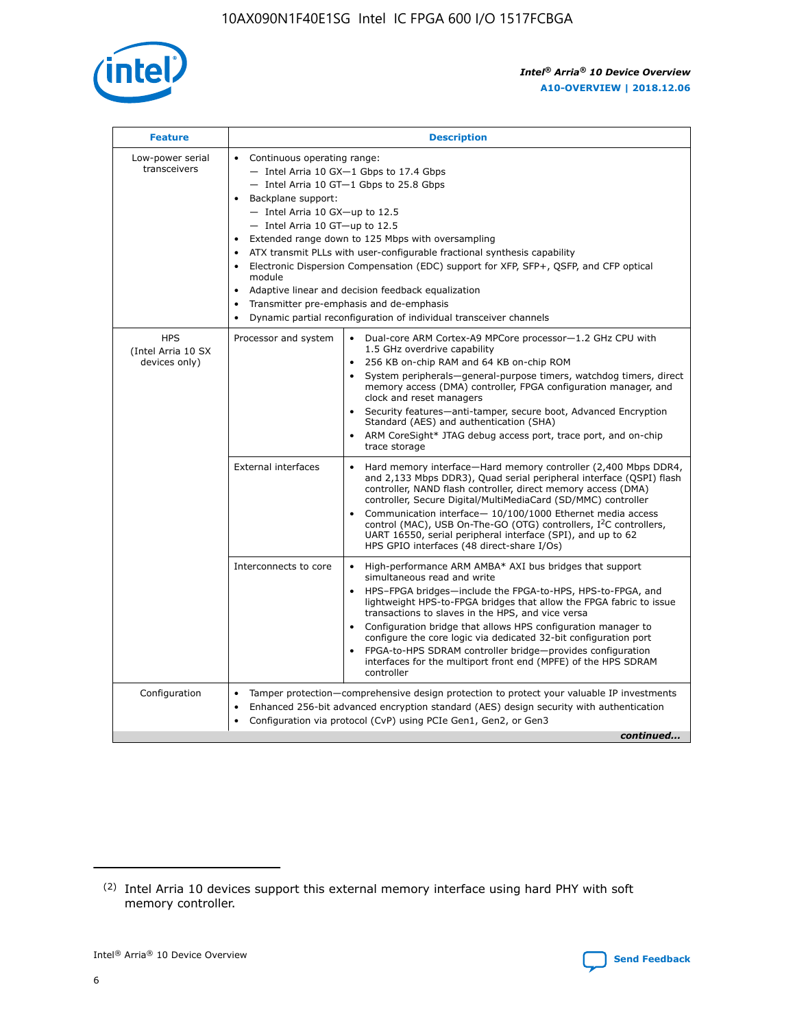| Feature | Description | |
|---|---|---|
| Low-power serial transceivers | • Continuous operating range:<br>— Intel Arria 10 GX—1 Gbps to 17.4 Gbps<br>— Intel Arria 10 GT—1 Gbps to 25.8 Gbps<br>• Backplane support:<br>— Intel Arria 10 GX—up to 12.5<br>— Intel Arria 10 GT—up to 12.5<br>• Extended range down to 125 Mbps with oversampling<br>• ATX transmit PLLs with user-configurable fractional synthesis capability<br>• Electronic Dispersion Compensation (EDC) support for XFP, SFP+, QSFP, and CFP optical module<br>• Adaptive linear and decision feedback equalization<br>• Transmitter pre-emphasis and de-emphasis<br>• Dynamic partial reconfiguration of individual transceiver channels | |
| HPS (Intel Arria 10 SX devices only) | Processor and system | • Dual-core ARM Cortex-A9 MPCore processor—1.2 GHz CPU with 1.5 GHz overdrive capability<br>• 256 KB on-chip RAM and 64 KB on-chip ROM<br>• System peripherals—general-purpose timers, watchdog timers, direct memory access (DMA) controller, FPGA configuration manager, and clock and reset managers<br>• Security features—anti-tamper, secure boot, Advanced Encryption Standard (AES) and authentication (SHA)<br>• ARM CoreSight* JTAG debug access port, trace port, and on-chip trace storage |
| | External interfaces | • Hard memory interface—Hard memory controller (2,400 Mbps DDR4, and 2,133 Mbps DDR3), Quad serial peripheral interface (QSPI) flash controller, NAND flash controller, direct memory access (DMA) controller, Secure Digital/MultiMediaCard (SD/MMC) controller<br>• Communication interface— 10/100/1000 Ethernet media access control (MAC), USB On-The-GO (OTG) controllers, I²C controllers, UART 16550, serial peripheral interface (SPI), and up to 62 HPS GPIO interfaces (48 direct-share I/Os) |
| | Interconnects to core | • High-performance ARM AMBA* AXI bus bridges that support simultaneous read and write<br>• HPS–FPGA bridges—include the FPGA-to-HPS, HPS-to-FPGA, and lightweight HPS-to-FPGA bridges that allow the FPGA fabric to issue transactions to slaves in the HPS, and vice versa<br>• Configuration bridge that allows HPS configuration manager to configure the core logic via dedicated 32-bit configuration port<br>• FPGA-to-HPS SDRAM controller bridge—provides configuration interfaces for the multiport front end (MPFE) of the HPS SDRAM controller |
| Configuration | • Tamper protection—comprehensive design protection to protect your valuable IP investments<br>• Enhanced 256-bit advanced encryption standard (AES) design security with authentication<br>• Configuration via protocol (CvP) using PCIe Gen1, Gen2, or Gen3 | |

*continued...*

(2) Intel Arria 10 devices support this external memory interface using hard PHY with soft memory controller.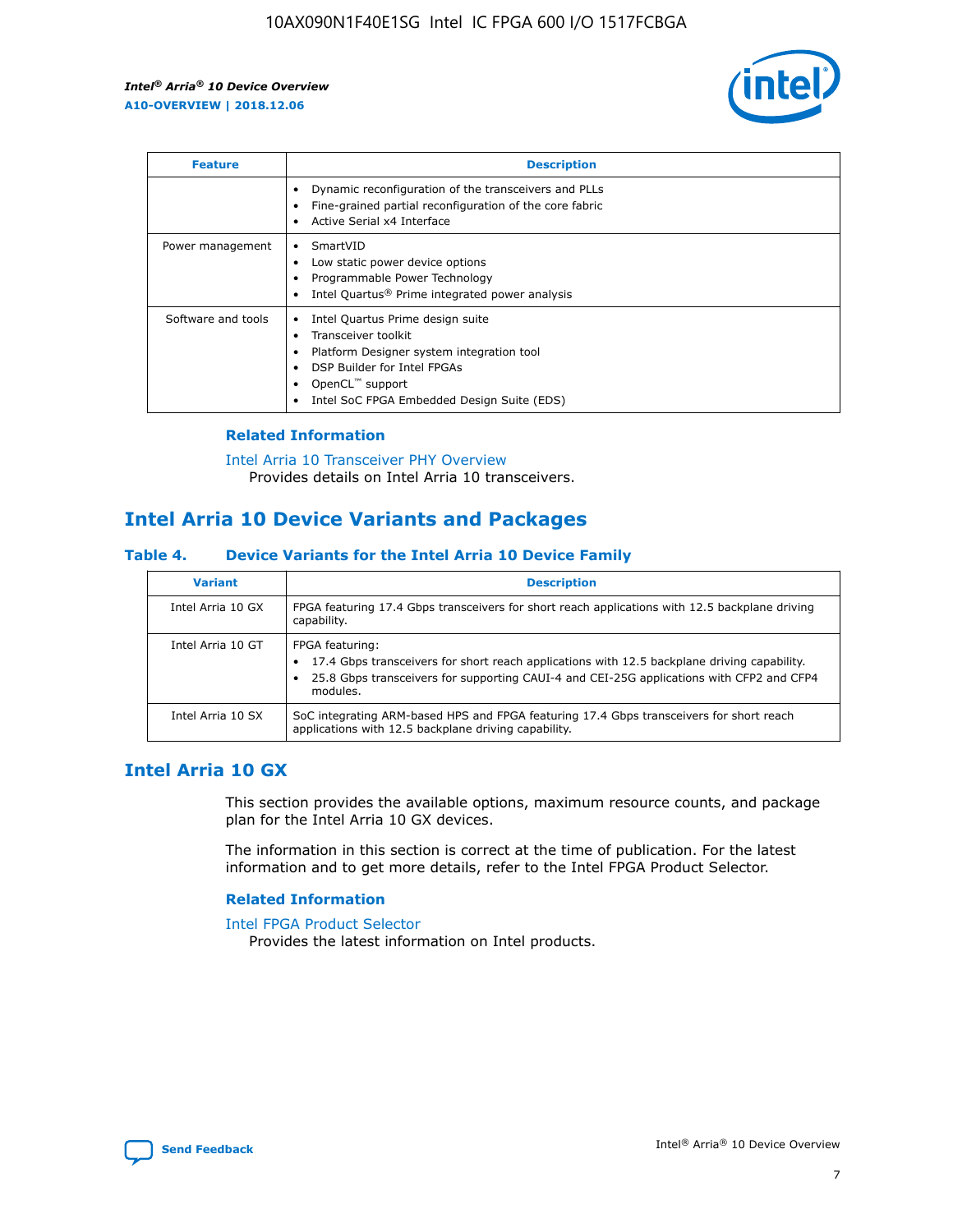| Feature | Description |
|---|---|
| | • Dynamic reconfiguration of the transceivers and PLLs<br>• Fine-grained partial reconfiguration of the core fabric<br>• Active Serial x4 Interface |
| Power management | • SmartVID<br>• Low static power device options<br>• Programmable Power Technology<br>• Intel Quartus® Prime integrated power analysis |
| Software and tools | • Intel Quartus Prime design suite<br>• Transceiver toolkit<br>• Platform Designer system integration tool<br>• DSP Builder for Intel FPGAs<br>• OpenCL™ support<br>• Intel SoC FPGA Embedded Design Suite (EDS) |

### Related Information

Intel Arria 10 Transceiver PHY Overview
Provides details on Intel Arria 10 transceivers.

## Intel Arria 10 Device Variants and Packages

### Table 4. Device Variants for the Intel Arria 10 Device Family

| Variant | Description |
|---|---|
| Intel Arria 10 GX | FPGA featuring 17.4 Gbps transceivers for short reach applications with 12.5 backplane driving capability. |
| Intel Arria 10 GT | FPGA featuring:<br>• 17.4 Gbps transceivers for short reach applications with 12.5 backplane driving capability.<br>• 25.8 Gbps transceivers for supporting CAUI-4 and CEI-25G applications with CFP2 and CFP4 modules. |
| Intel Arria 10 SX | SoC integrating ARM-based HPS and FPGA featuring 17.4 Gbps transceivers for short reach applications with 12.5 backplane driving capability. |

## Intel Arria 10 GX

This section provides the available options, maximum resource counts, and package plan for the Intel Arria 10 GX devices.

The information in this section is correct at the time of publication. For the latest information and to get more details, refer to the Intel FPGA Product Selector.

### Related Information

Intel FPGA Product Selector
Provides the latest information on Intel products.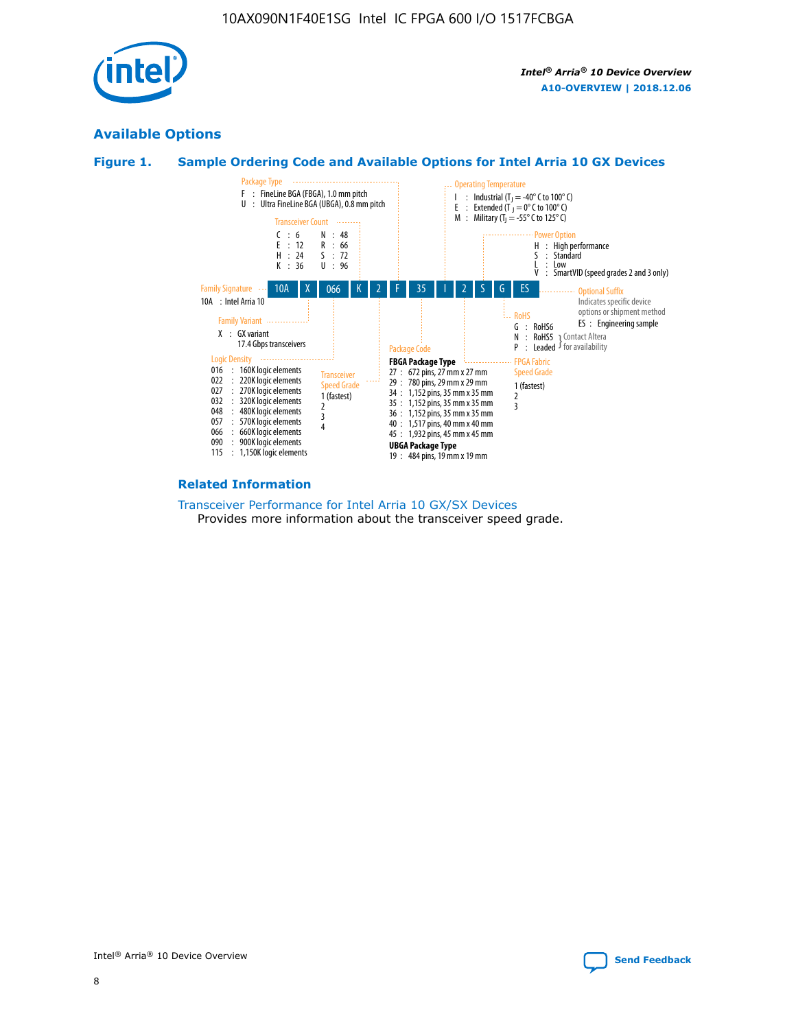## Available Options

### Figure 1. Sample Ordering Code and Available Options for Intel Arria 10 GX Devices

**10A | X | 066 | K | 2 | F | 35 | I | 2 | S | G | ES**

**Family Signature**
- 10A : Intel Arria 10

**Family Variant**
- X : GX variant 17.4 Gbps transceivers

**Logic Density**
- 016 : 160K logic elements
- 022 : 220K logic elements
- 027 : 270K logic elements
- 032 : 320K logic elements
- 048 : 480K logic elements
- 057 : 570K logic elements
- 066 : 660K logic elements
- 090 : 900K logic elements
- 115 : 1,150K logic elements

**Transceiver Count**
- C : 6
- E : 12
- H : 24
- K : 36
- N : 48
- R : 66
- S : 72
- U : 96

**Transceiver Speed Grade**
- 1 (fastest)
- 2
- 3
- 4

**Package Type**
- F : FineLine BGA (FBGA), 1.0 mm pitch
- U : Ultra FineLine BGA (UBGA), 0.8 mm pitch

**Package Code**

FBGA Package Type
- 27 : 672 pins, 27 mm x 27 mm
- 29 : 780 pins, 29 mm x 29 mm
- 34 : 1,152 pins, 35 mm x 35 mm
- 35 : 1,152 pins, 35 mm x 35 mm
- 36 : 1,152 pins, 35 mm x 35 mm
- 40 : 1,517 pins, 40 mm x 40 mm
- 45 : 1,932 pins, 45 mm x 45 mm

UBGA Package Type
- 19 : 484 pins, 19 mm x 19 mm

**Operating Temperature**
- I : Industrial ($T_J$ = -40° C to 100° C)
- E : Extended ($T_J$ = 0° C to 100° C)
- M : Military ($T_J$ = -55° C to 125° C)

**FPGA Fabric Speed Grade**
- 1 (fastest)
- 2
- 3

**Power Option**
- H : High performance
- S : Standard
- L : Low
- V : SmartVID (speed grades 2 and 3 only)

**RoHS**
- G : RoHS6
- N : RoHS5 (Contact Altera for availability)
- P : Leaded (Contact Altera for availability)

**Optional Suffix**

Indicates specific device options or shipment method
- ES : Engineering sample

### Related Information

Transceiver Performance for Intel Arria 10 GX/SX Devices
Provides more information about the transceiver speed grade.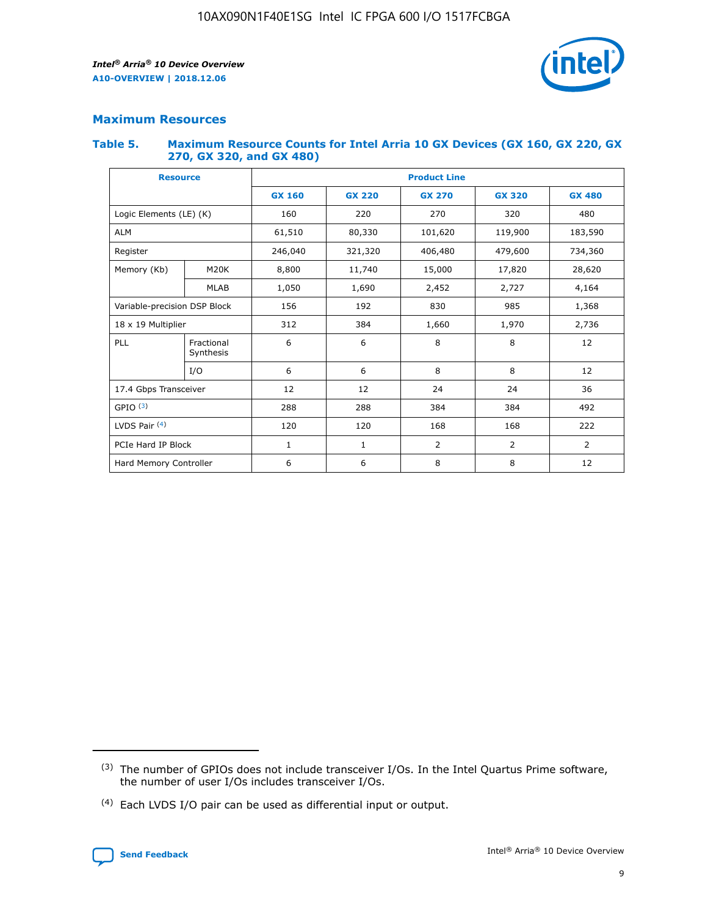## Maximum Resources

### Table 5. Maximum Resource Counts for Intel Arria 10 GX Devices (GX 160, GX 220, GX 270, GX 320, and GX 480)

| Resource | | Product Line | | | | |
|---|---|---|---|---|---|---|
| | | GX 160 | GX 220 | GX 270 | GX 320 | GX 480 |
| Logic Elements (LE) (K) | | 160 | 220 | 270 | 320 | 480 |
| ALM | | 61,510 | 80,330 | 101,620 | 119,900 | 183,590 |
| Register | | 246,040 | 321,320 | 406,480 | 479,600 | 734,360 |
| Memory (Kb) | M20K | 8,800 | 11,740 | 15,000 | 17,820 | 28,620 |
| | MLAB | 1,050 | 1,690 | 2,452 | 2,727 | 4,164 |
| Variable-precision DSP Block | | 156 | 192 | 830 | 985 | 1,368 |
| 18 x 19 Multiplier | | 312 | 384 | 1,660 | 1,970 | 2,736 |
| PLL | Fractional Synthesis | 6 | 6 | 8 | 8 | 12 |
| | I/O | 6 | 6 | 8 | 8 | 12 |
| 17.4 Gbps Transceiver | | 12 | 12 | 24 | 24 | 36 |
| GPIO [(3)] | | 288 | 288 | 384 | 384 | 492 |
| LVDS Pair [(4)] | | 120 | 120 | 168 | 168 | 222 |
| PCIe Hard IP Block | | 1 | 1 | 2 | 2 | 2 |
| Hard Memory Controller | | 6 | 6 | 8 | 8 | 12 |

(3) The number of GPIOs does not include transceiver I/Os. In the Intel Quartus Prime software, the number of user I/Os includes transceiver I/Os.

(4) Each LVDS I/O pair can be used as differential input or output.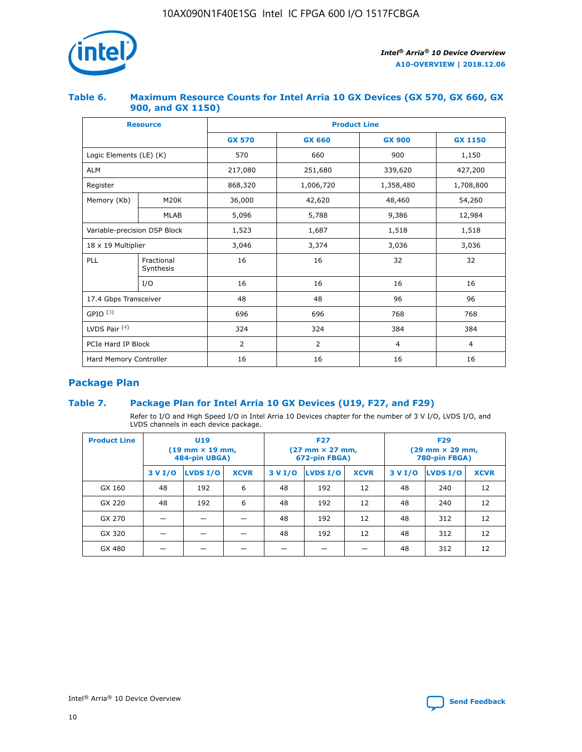### Table 6. Maximum Resource Counts for Intel Arria 10 GX Devices (GX 570, GX 660, GX 900, and GX 1150)

| Resource | | Product Line | | | |
|---|---|---|---|---|---|
| | | GX 570 | GX 660 | GX 900 | GX 1150 |
| Logic Elements (LE) (K) | | 570 | 660 | 900 | 1,150 |
| ALM | | 217,080 | 251,680 | 339,620 | 427,200 |
| Register | | 868,320 | 1,006,720 | 1,358,480 | 1,708,800 |
| Memory (Kb) | M20K | 36,000 | 42,620 | 48,460 | 54,260 |
| | MLAB | 5,096 | 5,788 | 9,386 | 12,984 |
| Variable-precision DSP Block | | 1,523 | 1,687 | 1,518 | 1,518 |
| 18 x 19 Multiplier | | 3,046 | 3,374 | 3,036 | 3,036 |
| PLL | Fractional Synthesis | 16 | 16 | 32 | 32 |
| | I/O | 16 | 16 | 16 | 16 |
| 17.4 Gbps Transceiver | | 48 | 48 | 96 | 96 |
| GPIO [3] | | 696 | 696 | 768 | 768 |
| LVDS Pair [4] | | 324 | 324 | 384 | 384 |
| PCIe Hard IP Block | | 2 | 2 | 4 | 4 |
| Hard Memory Controller | | 16 | 16 | 16 | 16 |

## Package Plan

### Table 7. Package Plan for Intel Arria 10 GX Devices (U19, F27, and F29)

Refer to I/O and High Speed I/O in Intel Arria 10 Devices chapter for the number of 3 V I/O, LVDS I/O, and LVDS channels in each device package.

| Product Line | U19 (19 mm × 19 mm, 484-pin UBGA) | | | F27 (27 mm × 27 mm, 672-pin FBGA) | | | F29 (29 mm × 29 mm, 780-pin FBGA) | | |
|---|---|---|---|---|---|---|---|---|---|
| | 3 V I/O | LVDS I/O | XCVR | 3 V I/O | LVDS I/O | XCVR | 3 V I/O | LVDS I/O | XCVR |
| GX 160 | 48 | 192 | 6 | 48 | 192 | 12 | 48 | 240 | 12 |
| GX 220 | 48 | 192 | 6 | 48 | 192 | 12 | 48 | 240 | 12 |
| GX 270 | — | — | — | 48 | 192 | 12 | 48 | 312 | 12 |
| GX 320 | — | — | — | 48 | 192 | 12 | 48 | 312 | 12 |
| GX 480 | — | — | — | — | — | — | 48 | 312 | 12 |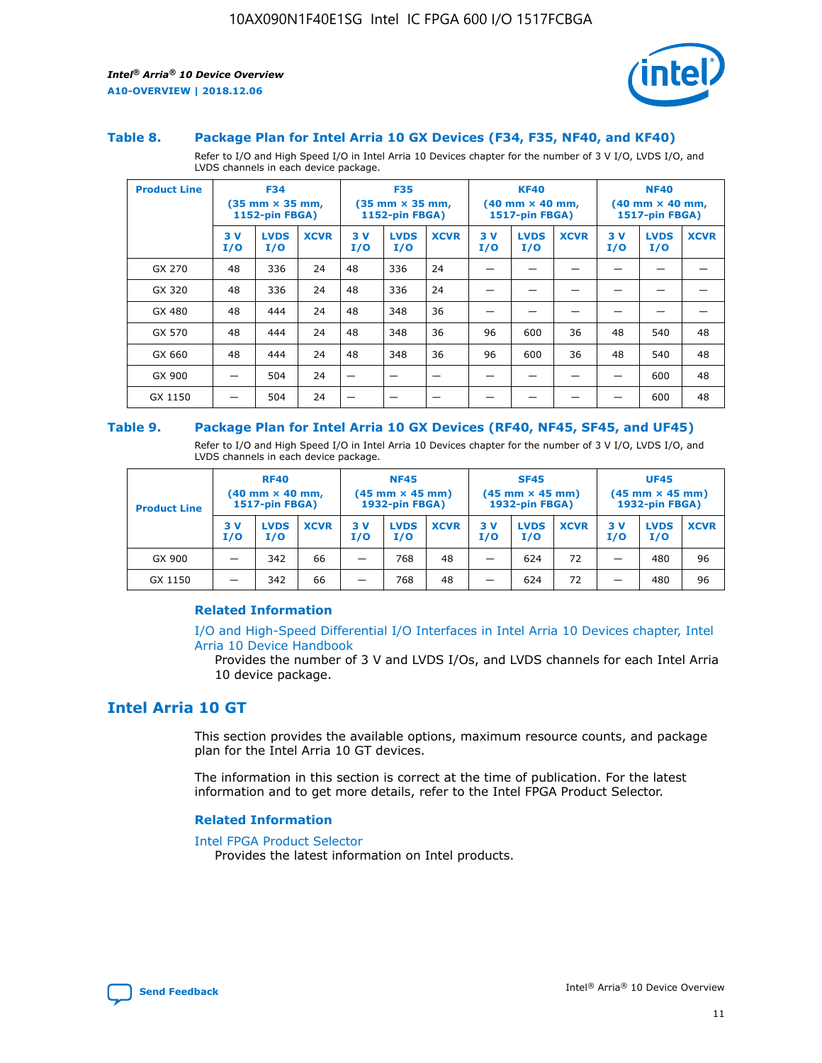### Table 8. Package Plan for Intel Arria 10 GX Devices (F34, F35, NF40, and KF40)

Refer to I/O and High Speed I/O in Intel Arria 10 Devices chapter for the number of 3 V I/O, LVDS I/O, and LVDS channels in each device package.

| Product Line | F34 (35 mm × 35 mm, 1152-pin FBGA) | | | F35 (35 mm × 35 mm, 1152-pin FBGA) | | | KF40 (40 mm × 40 mm, 1517-pin FBGA) | | | NF40 (40 mm × 40 mm, 1517-pin FBGA) | | |
|---|---|---|---|---|---|---|---|---|---|---|---|---|
| | 3 V I/O | LVDS I/O | XCVR | 3 V I/O | LVDS I/O | XCVR | 3 V I/O | LVDS I/O | XCVR | 3 V I/O | LVDS I/O | XCVR |
| GX 270 | 48 | 336 | 24 | 48 | 336 | 24 | — | — | — | — | — | — |
| GX 320 | 48 | 336 | 24 | 48 | 336 | 24 | — | — | — | — | — | — |
| GX 480 | 48 | 444 | 24 | 48 | 348 | 36 | — | — | — | — | — | — |
| GX 570 | 48 | 444 | 24 | 48 | 348 | 36 | 96 | 600 | 36 | 48 | 540 | 48 |
| GX 660 | 48 | 444 | 24 | 48 | 348 | 36 | 96 | 600 | 36 | 48 | 540 | 48 |
| GX 900 | — | 504 | 24 | — | — | — | — | — | — | — | 600 | 48 |
| GX 1150 | — | 504 | 24 | — | — | — | — | — | — | — | 600 | 48 |

### Table 9. Package Plan for Intel Arria 10 GX Devices (RF40, NF45, SF45, and UF45)

Refer to I/O and High Speed I/O in Intel Arria 10 Devices chapter for the number of 3 V I/O, LVDS I/O, and LVDS channels in each device package.

| Product Line | RF40 (40 mm × 40 mm, 1517-pin FBGA) | | | NF45 (45 mm × 45 mm) 1932-pin FBGA) | | | SF45 (45 mm × 45 mm) 1932-pin FBGA) | | | UF45 (45 mm × 45 mm) 1932-pin FBGA) | | |
|---|---|---|---|---|---|---|---|---|---|---|---|---|
| | 3 V I/O | LVDS I/O | XCVR | 3 V I/O | LVDS I/O | XCVR | 3 V I/O | LVDS I/O | XCVR | 3 V I/O | LVDS I/O | XCVR |
| GX 900 | — | 342 | 66 | — | 768 | 48 | — | 624 | 72 | — | 480 | 96 |
| GX 1150 | — | 342 | 66 | — | 768 | 48 | — | 624 | 72 | — | 480 | 96 |

#### Related Information

I/O and High-Speed Differential I/O Interfaces in Intel Arria 10 Devices chapter, Intel Arria 10 Device Handbook
Provides the number of 3 V and LVDS I/Os, and LVDS channels for each Intel Arria 10 device package.

## Intel Arria 10 GT

This section provides the available options, maximum resource counts, and package plan for the Intel Arria 10 GT devices.

The information in this section is correct at the time of publication. For the latest information and to get more details, refer to the Intel FPGA Product Selector.

#### Related Information

Intel FPGA Product Selector
Provides the latest information on Intel products.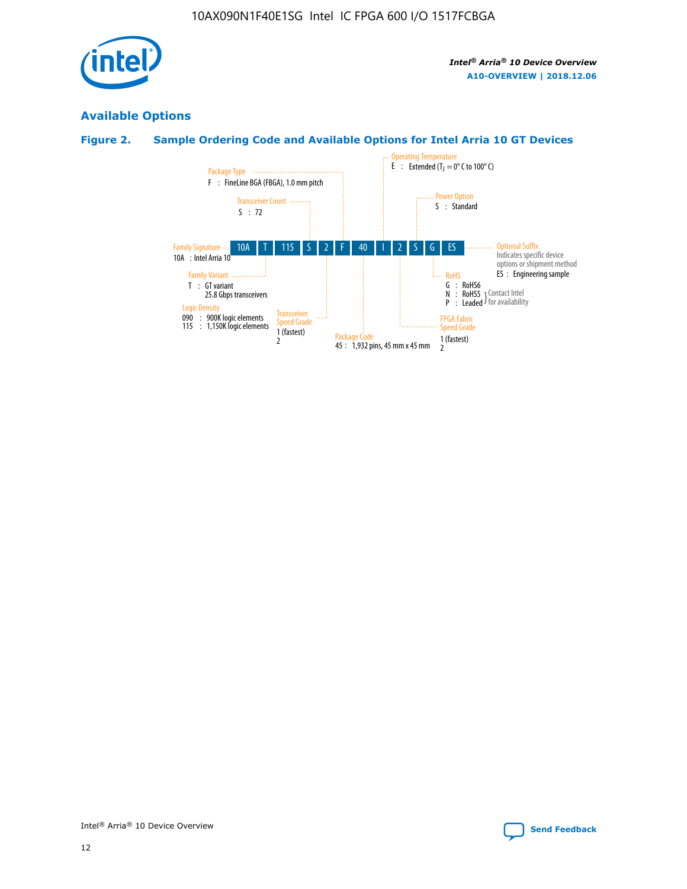## Available Options

### Figure 2. Sample Ordering Code and Available Options for Intel Arria 10 GT Devices

| 10A | T | 115 | S | 2 | F | 40 | I | 2 | S | G | ES |
|---|---|---|---|---|---|---|---|---|---|---|---|

**Family Signature**
10A : Intel Arria 10

**Family Variant**
T : GT variant
25.8 Gbps transceivers

**Logic Density**
090 : 900K logic elements
115 : 1,150K logic elements

**Transceiver Count**
S : 72

**Transceiver Speed Grade**
1 (fastest)
2

**Package Type**
F : FineLine BGA (FBGA), 1.0 mm pitch

**Package Code**
45 : 1,932 pins, 45 mm x 45 mm

**Operating Temperature**
E : Extended ($T_J$ = 0° C to 100° C)

**FPGA Fabric Speed Grade**
1 (fastest)
2

**Power Option**
S : Standard

**RoHS**
G : RoHS6
N : RoHS5 } Contact Intel for availability
P : Leaded } Contact Intel for availability

**Optional Suffix**
Indicates specific device options or shipment method
ES : Engineering sample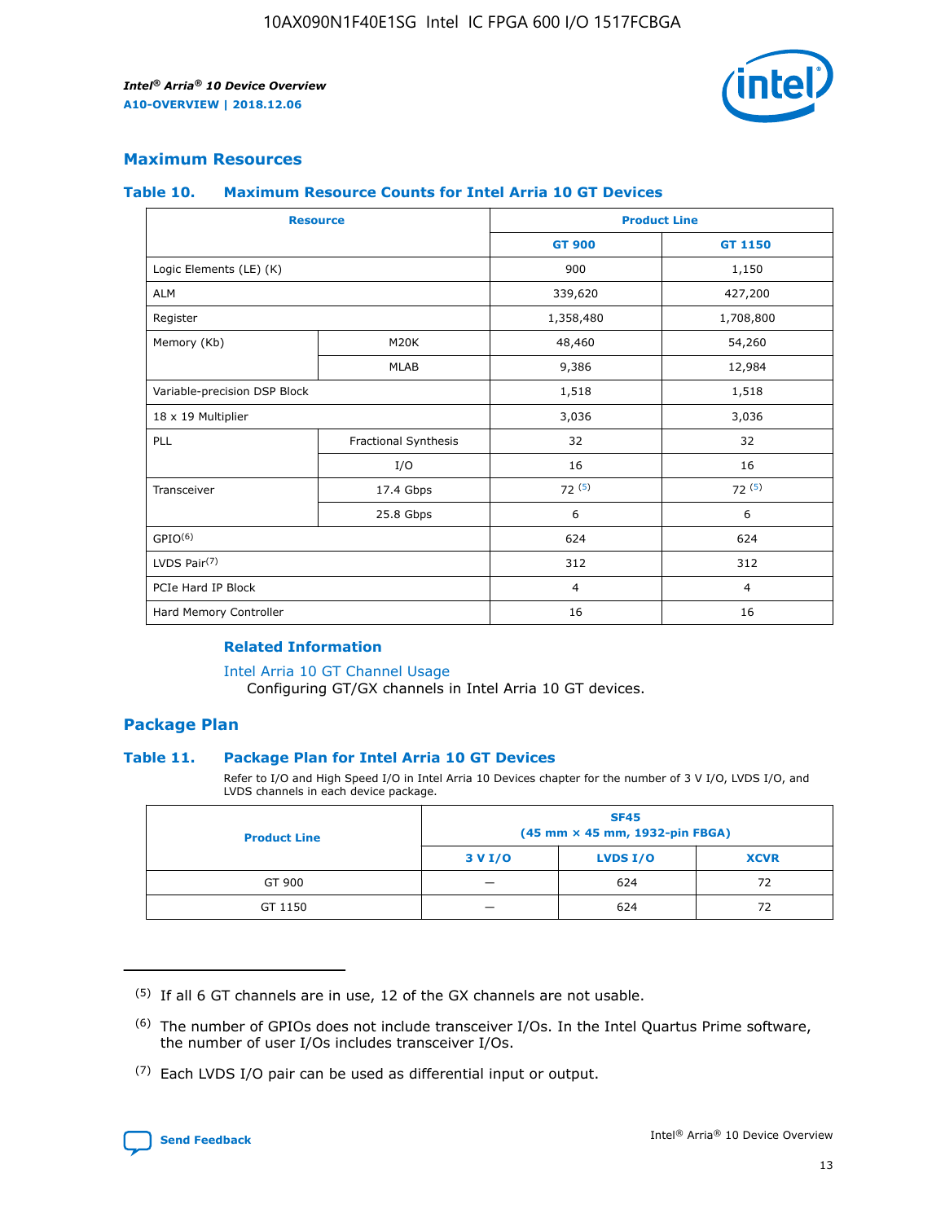## Maximum Resources

### Table 10. Maximum Resource Counts for Intel Arria 10 GT Devices

| Resource | | Product Line | |
|---|---|---|---|
| | | GT 900 | GT 1150 |
| Logic Elements (LE) (K) | | 900 | 1,150 |
| ALM | | 339,620 | 427,200 |
| Register | | 1,358,480 | 1,708,800 |
| Memory (Kb) | M20K | 48,460 | 54,260 |
| | MLAB | 9,386 | 12,984 |
| Variable-precision DSP Block | | 1,518 | 1,518 |
| 18 x 19 Multiplier | | 3,036 | 3,036 |
| PLL | Fractional Synthesis | 32 | 32 |
| | I/O | 16 | 16 |
| Transceiver | 17.4 Gbps | 72 (5) | 72 (5) |
| | 25.8 Gbps | 6 | 6 |
| GPIO(6) | | 624 | 624 |
| LVDS Pair(7) | | 312 | 312 |
| PCIe Hard IP Block | | 4 | 4 |
| Hard Memory Controller | | 16 | 16 |

#### Related Information

Intel Arria 10 GT Channel Usage
Configuring GT/GX channels in Intel Arria 10 GT devices.

## Package Plan

### Table 11. Package Plan for Intel Arria 10 GT Devices

Refer to I/O and High Speed I/O in Intel Arria 10 Devices chapter for the number of 3 V I/O, LVDS I/O, and LVDS channels in each device package.

| Product Line | SF45 (45 mm × 45 mm, 1932-pin FBGA) | | |
|---|---|---|---|
| | 3 V I/O | LVDS I/O | XCVR |
| GT 900 | — | 624 | 72 |
| GT 1150 | — | 624 | 72 |

(5) If all 6 GT channels are in use, 12 of the GX channels are not usable.

(6) The number of GPIOs does not include transceiver I/Os. In the Intel Quartus Prime software, the number of user I/Os includes transceiver I/Os.

(7) Each LVDS I/O pair can be used as differential input or output.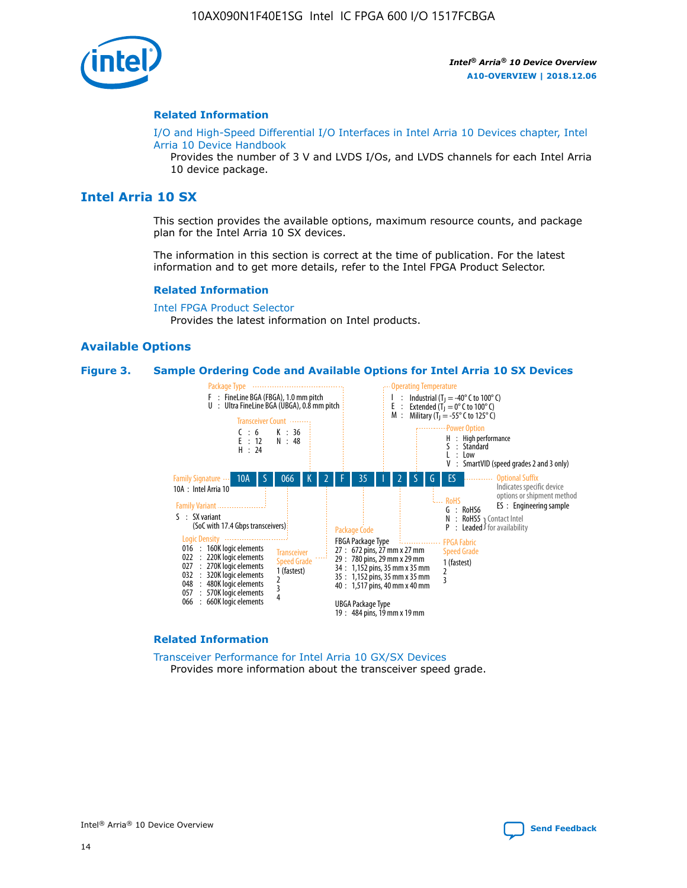## Related Information

I/O and High-Speed Differential I/O Interfaces in Intel Arria 10 Devices chapter, Intel Arria 10 Device Handbook

Provides the number of 3 V and LVDS I/Os, and LVDS channels for each Intel Arria 10 device package.

# Intel Arria 10 SX

This section provides the available options, maximum resource counts, and package plan for the Intel Arria 10 SX devices.

The information in this section is correct at the time of publication. For the latest information and to get more details, refer to the Intel FPGA Product Selector.

## Related Information

Intel FPGA Product Selector

Provides the latest information on Intel products.

## Available Options

**Figure 3. Sample Ordering Code and Available Options for Intel Arria 10 SX Devices**

Sample ordering code: 10A S 066 K 2 F 35 I 2 S G ES

- **Family Signature**
  - 10A : Intel Arria 10
- **Family Variant**
  - S : SX variant (SoC with 17.4 Gbps transceivers)
- **Logic Density**
  - 016 : 160K logic elements
  - 022 : 220K logic elements
  - 027 : 270K logic elements
  - 032 : 320K logic elements
  - 048 : 480K logic elements
  - 057 : 570K logic elements
  - 066 : 660K logic elements
- **Transceiver Count**
  - C : 6
  - E : 12
  - H : 24
  - K : 36
  - N : 48
- **Transceiver Speed Grade**
  - 1 (fastest)
  - 2
  - 3
  - 4
- **Package Type**
  - F : FineLine BGA (FBGA), 1.0 mm pitch
  - U : Ultra FineLine BGA (UBGA), 0.8 mm pitch
- **Package Code**
  - FBGA Package Type
    - 27 : 672 pins, 27 mm x 27 mm
    - 29 : 780 pins, 29 mm x 29 mm
    - 34 : 1,152 pins, 35 mm x 35 mm
    - 35 : 1,152 pins, 35 mm x 35 mm
    - 40 : 1,517 pins, 40 mm x 40 mm
  - UBGA Package Type
    - 19 : 484 pins, 19 mm x 19 mm
- **Operating Temperature**
  - I : Industrial ($T_J$ = -40° C to 100° C)
  - E : Extended ($T_J$ = 0° C to 100° C)
  - M : Military ($T_J$ = -55° C to 125° C)
- **FPGA Fabric Speed Grade**
  - 1 (fastest)
  - 2
  - 3
- **Power Option**
  - H : High performance
  - S : Standard
  - L : Low
  - V : SmartVID (speed grades 2 and 3 only)
- **RoHS**
  - G : RoHS6
  - N : RoHS5 (Contact Intel for availability)
  - P : Leaded (Contact Intel for availability)
- **Optional Suffix**
  - Indicates specific device options or shipment method
  - ES : Engineering sample

## Related Information

Transceiver Performance for Intel Arria 10 GX/SX Devices

Provides more information about the transceiver speed grade.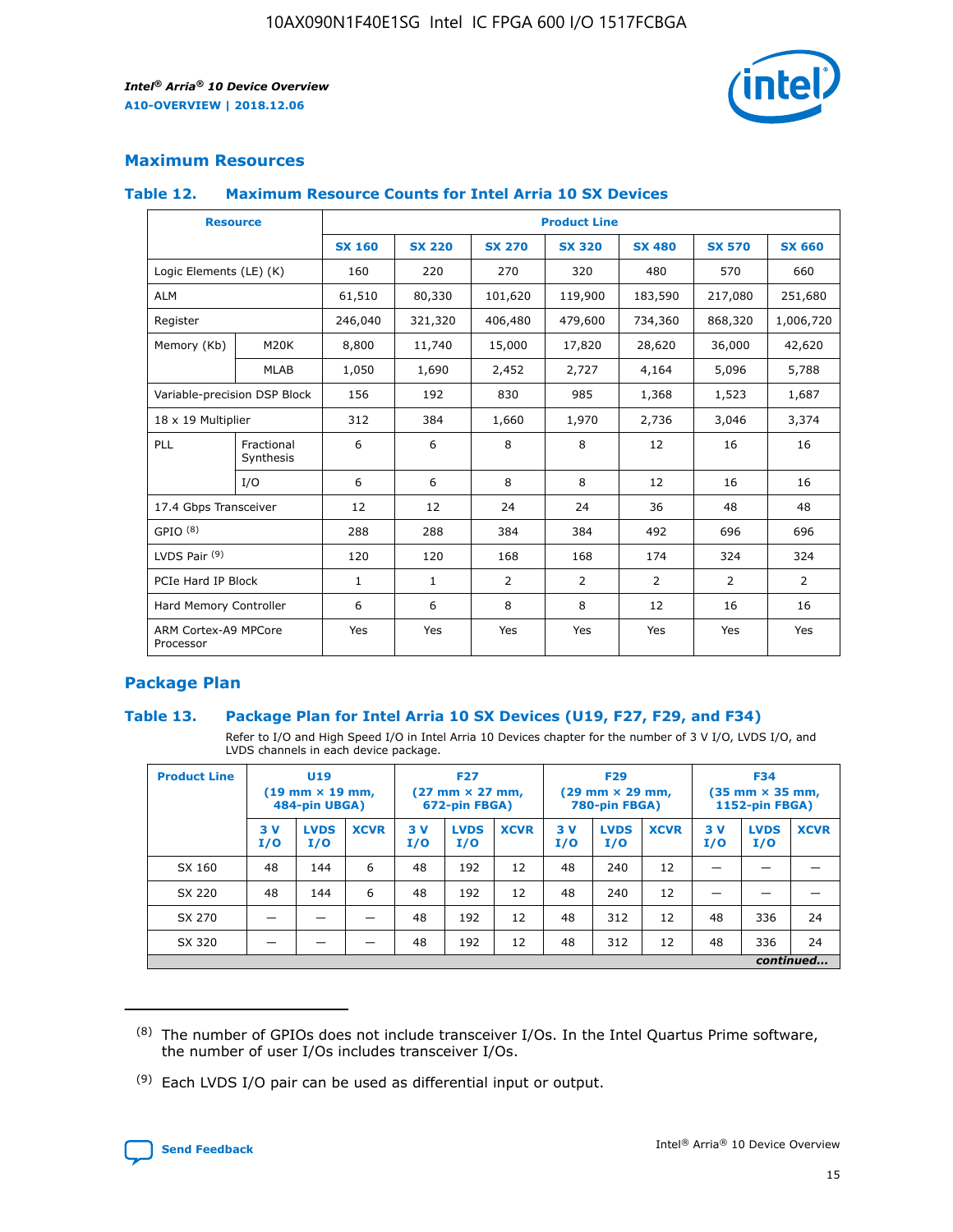## Maximum Resources

### Table 12. Maximum Resource Counts for Intel Arria 10 SX Devices

| Resource | | Product Line | | | | | | |
|---|---|---|---|---|---|---|---|---|
| | | SX 160 | SX 220 | SX 270 | SX 320 | SX 480 | SX 570 | SX 660 |
| Logic Elements (LE) (K) | | 160 | 220 | 270 | 320 | 480 | 570 | 660 |
| ALM | | 61,510 | 80,330 | 101,620 | 119,900 | 183,590 | 217,080 | 251,680 |
| Register | | 246,040 | 321,320 | 406,480 | 479,600 | 734,360 | 868,320 | 1,006,720 |
| Memory (Kb) | M20K | 8,800 | 11,740 | 15,000 | 17,820 | 28,620 | 36,000 | 42,620 |
| | MLAB | 1,050 | 1,690 | 2,452 | 2,727 | 4,164 | 5,096 | 5,788 |
| Variable-precision DSP Block | | 156 | 192 | 830 | 985 | 1,368 | 1,523 | 1,687 |
| 18 x 19 Multiplier | | 312 | 384 | 1,660 | 1,970 | 2,736 | 3,046 | 3,374 |
| PLL | Fractional Synthesis | 6 | 6 | 8 | 8 | 12 | 16 | 16 |
| | I/O | 6 | 6 | 8 | 8 | 12 | 16 | 16 |
| 17.4 Gbps Transceiver | | 12 | 12 | 24 | 24 | 36 | 48 | 48 |
| GPIO (8) | | 288 | 288 | 384 | 384 | 492 | 696 | 696 |
| LVDS Pair (9) | | 120 | 120 | 168 | 168 | 174 | 324 | 324 |
| PCIe Hard IP Block | | 1 | 1 | 2 | 2 | 2 | 2 | 2 |
| Hard Memory Controller | | 6 | 6 | 8 | 8 | 12 | 16 | 16 |
| ARM Cortex-A9 MPCore Processor | | Yes | Yes | Yes | Yes | Yes | Yes | Yes |

## Package Plan

### Table 13. Package Plan for Intel Arria 10 SX Devices (U19, F27, F29, and F34)

Refer to I/O and High Speed I/O in Intel Arria 10 Devices chapter for the number of 3 V I/O, LVDS I/O, and LVDS channels in each device package.

| Product Line | U19 (19 mm × 19 mm, 484-pin UBGA) | | | F27 (27 mm × 27 mm, 672-pin FBGA) | | | F29 (29 mm × 29 mm, 780-pin FBGA) | | | F34 (35 mm × 35 mm, 1152-pin FBGA) | | |
|---|---|---|---|---|---|---|---|---|---|---|---|---|
| | 3 V I/O | LVDS I/O | XCVR | 3 V I/O | LVDS I/O | XCVR | 3 V I/O | LVDS I/O | XCVR | 3 V I/O | LVDS I/O | XCVR |
| SX 160 | 48 | 144 | 6 | 48 | 192 | 12 | 48 | 240 | 12 | — | — | — |
| SX 220 | 48 | 144 | 6 | 48 | 192 | 12 | 48 | 240 | 12 | — | — | — |
| SX 270 | — | — | — | 48 | 192 | 12 | 48 | 312 | 12 | 48 | 336 | 24 |
| SX 320 | — | — | — | 48 | 192 | 12 | 48 | 312 | 12 | 48 | 336 | 24 |

*continued...*

(8) The number of GPIOs does not include transceiver I/Os. In the Intel Quartus Prime software, the number of user I/Os includes transceiver I/Os.

(9) Each LVDS I/O pair can be used as differential input or output.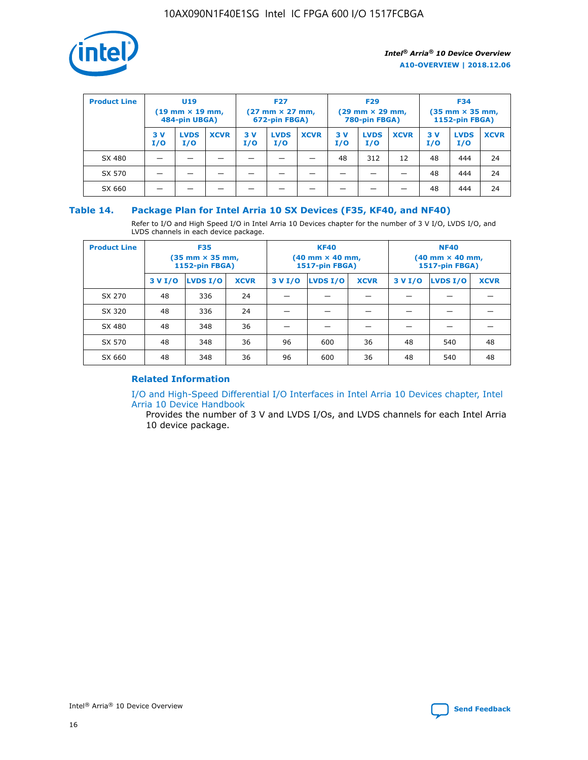| Product Line | U19 (19 mm × 19 mm, 484-pin UBGA) | | | F27 (27 mm × 27 mm, 672-pin FBGA) | | | F29 (29 mm × 29 mm, 780-pin FBGA) | | | F34 (35 mm × 35 mm, 1152-pin FBGA) | | |
|---|---|---|---|---|---|---|---|---|---|---|---|---|
| | 3 V I/O | LVDS I/O | XCVR | 3 V I/O | LVDS I/O | XCVR | 3 V I/O | LVDS I/O | XCVR | 3 V I/O | LVDS I/O | XCVR |
| SX 480 | — | — | — | — | — | — | 48 | 312 | 12 | 48 | 444 | 24 |
| SX 570 | — | — | — | — | — | — | — | — | — | 48 | 444 | 24 |
| SX 660 | — | — | — | — | — | — | — | — | — | 48 | 444 | 24 |

## Table 14. Package Plan for Intel Arria 10 SX Devices (F35, KF40, and NF40)

Refer to I/O and High Speed I/O in Intel Arria 10 Devices chapter for the number of 3 V I/O, LVDS I/O, and LVDS channels in each device package.

| Product Line | F35 (35 mm × 35 mm, 1152-pin FBGA) | | | KF40 (40 mm × 40 mm, 1517-pin FBGA) | | | NF40 (40 mm × 40 mm, 1517-pin FBGA) | | |
|---|---|---|---|---|---|---|---|---|---|
| | 3 V I/O | LVDS I/O | XCVR | 3 V I/O | LVDS I/O | XCVR | 3 V I/O | LVDS I/O | XCVR |
| SX 270 | 48 | 336 | 24 | — | — | — | — | — | — |
| SX 320 | 48 | 336 | 24 | — | — | — | — | — | — |
| SX 480 | 48 | 348 | 36 | — | — | — | — | — | — |
| SX 570 | 48 | 348 | 36 | 96 | 600 | 36 | 48 | 540 | 48 |
| SX 660 | 48 | 348 | 36 | 96 | 600 | 36 | 48 | 540 | 48 |

### Related Information

I/O and High-Speed Differential I/O Interfaces in Intel Arria 10 Devices chapter, Intel Arria 10 Device Handbook

Provides the number of 3 V and LVDS I/Os, and LVDS channels for each Intel Arria 10 device package.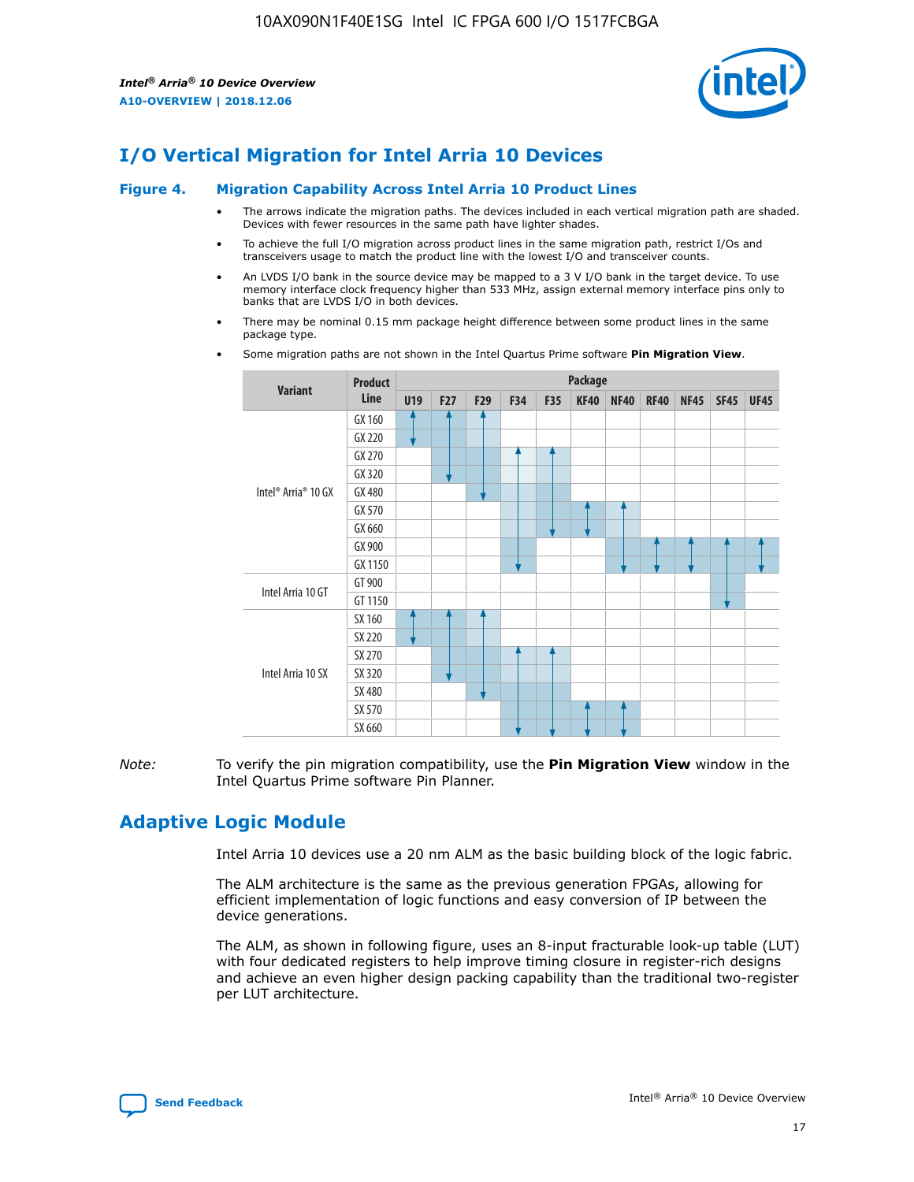# I/O Vertical Migration for Intel Arria 10 Devices

**Figure 4. Migration Capability Across Intel Arria 10 Product Lines**

- The arrows indicate the migration paths. The devices included in each vertical migration path are shaded. Devices with fewer resources in the same path have lighter shades.
- To achieve the full I/O migration across product lines in the same migration path, restrict I/Os and transceivers usage to match the product line with the lowest I/O and transceiver counts.
- An LVDS I/O bank in the source device may be mapped to a 3 V I/O bank in the target device. To use memory interface clock frequency higher than 533 MHz, assign external memory interface pins only to banks that are LVDS I/O in both devices.
- There may be nominal 0.15 mm package height difference between some product lines in the same package type.
- Some migration paths are not shown in the Intel Quartus Prime software **Pin Migration View**.

| Variant | Product Line | Package | | | | | | | | | | |
|---|---|---|---|---|---|---|---|---|---|---|---|---|
| | | U19 | F27 | F29 | F34 | F35 | KF40 | NF40 | RF40 | NF45 | SF45 | UF45 |
| Intel® Arria® 10 GX | GX 160 | ✓ | ✓ | ✓ | | | | | | | | |
| | GX 220 | ✓ | ✓ | ✓ | | | | | | | | |
| | GX 270 | | ✓ | ✓ | ✓ | ✓ | | | | | | |
| | GX 320 | | ✓ | ✓ | ✓ | ✓ | | | | | | |
| | GX 480 | | | ✓ | ✓ | ✓ | | | | | | |
| | GX 570 | | | | ✓ | ✓ | ✓ | ✓ | | | | |
| | GX 660 | | | | ✓ | ✓ | ✓ | ✓ | | | | |
| | GX 900 | | | | ✓ | | | ✓ | ✓ | ✓ | ✓ | ✓ |
| | GX 1150 | | | | ✓ | | | ✓ | ✓ | ✓ | ✓ | ✓ |
| Intel Arria 10 GT | GT 900 | | | | | | | | | | ✓ | |
| | GT 1150 | | | | | | | | | | ✓ | |
| Intel Arria 10 SX | SX 160 | ✓ | ✓ | ✓ | | | | | | | | |
| | SX 220 | ✓ | ✓ | ✓ | | | | | | | | |
| | SX 270 | | ✓ | ✓ | ✓ | ✓ | | | | | | |
| | SX 320 | | ✓ | ✓ | ✓ | ✓ | | | | | | |
| | SX 480 | | | ✓ | ✓ | ✓ | | | | | | |
| | SX 570 | | | | ✓ | ✓ | ✓ | ✓ | | | | |
| | SX 660 | | | | ✓ | ✓ | ✓ | ✓ | | | | |

*Note:* To verify the pin migration compatibility, use the **Pin Migration View** window in the Intel Quartus Prime software Pin Planner.

# Adaptive Logic Module

Intel Arria 10 devices use a 20 nm ALM as the basic building block of the logic fabric.

The ALM architecture is the same as the previous generation FPGAs, allowing for efficient implementation of logic functions and easy conversion of IP between the device generations.

The ALM, as shown in following figure, uses an 8-input fracturable look-up table (LUT) with four dedicated registers to help improve timing closure in register-rich designs and achieve an even higher design packing capability than the traditional two-register per LUT architecture.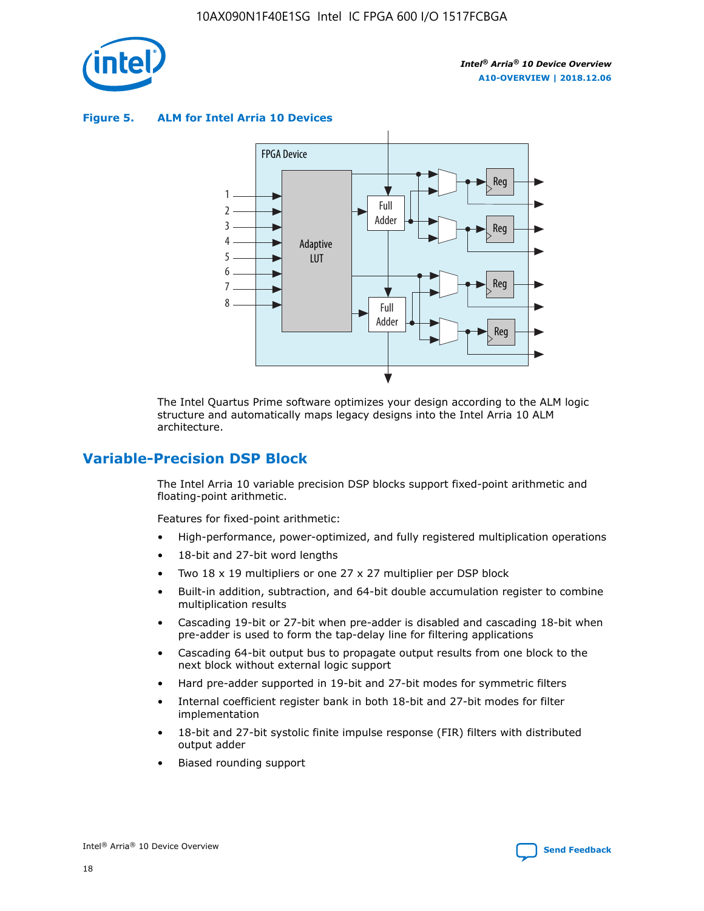**Figure 5. ALM for Intel Arria 10 Devices**

The Intel Quartus Prime software optimizes your design according to the ALM logic structure and automatically maps legacy designs into the Intel Arria 10 ALM architecture.

## Variable-Precision DSP Block

The Intel Arria 10 variable precision DSP blocks support fixed-point arithmetic and floating-point arithmetic.

Features for fixed-point arithmetic:

- High-performance, power-optimized, and fully registered multiplication operations
- 18-bit and 27-bit word lengths
- Two 18 x 19 multipliers or one 27 x 27 multiplier per DSP block
- Built-in addition, subtraction, and 64-bit double accumulation register to combine multiplication results
- Cascading 19-bit or 27-bit when pre-adder is disabled and cascading 18-bit when pre-adder is used to form the tap-delay line for filtering applications
- Cascading 64-bit output bus to propagate output results from one block to the next block without external logic support
- Hard pre-adder supported in 19-bit and 27-bit modes for symmetric filters
- Internal coefficient register bank in both 18-bit and 27-bit modes for filter implementation
- 18-bit and 27-bit systolic finite impulse response (FIR) filters with distributed output adder
- Biased rounding support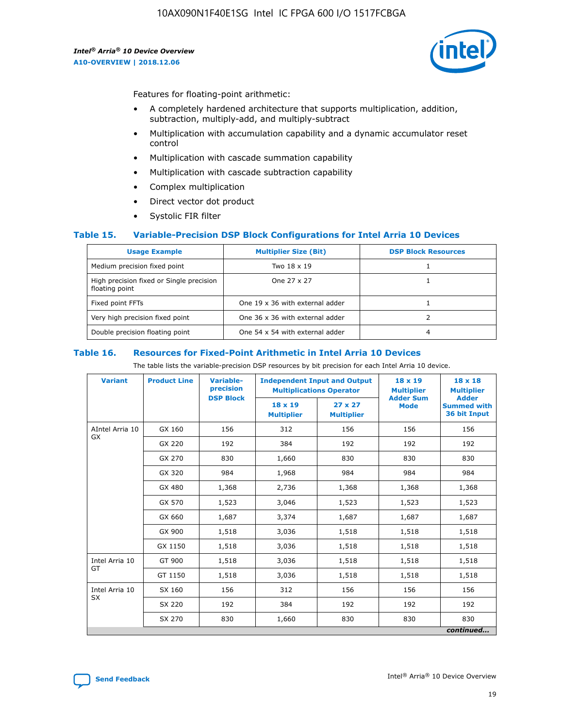Features for floating-point arithmetic:

- A completely hardened architecture that supports multiplication, addition, subtraction, multiply-add, and multiply-subtract
- Multiplication with accumulation capability and a dynamic accumulator reset control
- Multiplication with cascade summation capability
- Multiplication with cascade subtraction capability
- Complex multiplication
- Direct vector dot product
- Systolic FIR filter

### Table 15. Variable-Precision DSP Block Configurations for Intel Arria 10 Devices

| Usage Example | Multiplier Size (Bit) | DSP Block Resources |
|---|---|---|
| Medium precision fixed point | Two 18 x 19 | 1 |
| High precision fixed or Single precision floating point | One 27 x 27 | 1 |
| Fixed point FFTs | One 19 x 36 with external adder | 1 |
| Very high precision fixed point | One 36 x 36 with external adder | 2 |
| Double precision floating point | One 54 x 54 with external adder | 4 |

### Table 16. Resources for Fixed-Point Arithmetic in Intel Arria 10 Devices

The table lists the variable-precision DSP resources by bit precision for each Intel Arria 10 device.

| Variant | Product Line | Variable-precision DSP Block | Independent Input and Output Multiplications Operator | | 18 x 19 Multiplier Adder Sum Mode | 18 x 18 Multiplier Adder Summed with 36 bit Input |
|---|---|---|---|---|---|---|
| | | | 18 x 19 Multiplier | 27 x 27 Multiplier | | |
| AIntel Arria 10 GX | GX 160 | 156 | 312 | 156 | 156 | 156 |
| | GX 220 | 192 | 384 | 192 | 192 | 192 |
| | GX 270 | 830 | 1,660 | 830 | 830 | 830 |
| | GX 320 | 984 | 1,968 | 984 | 984 | 984 |
| | GX 480 | 1,368 | 2,736 | 1,368 | 1,368 | 1,368 |
| | GX 570 | 1,523 | 3,046 | 1,523 | 1,523 | 1,523 |
| | GX 660 | 1,687 | 3,374 | 1,687 | 1,687 | 1,687 |
| | GX 900 | 1,518 | 3,036 | 1,518 | 1,518 | 1,518 |
| | GX 1150 | 1,518 | 3,036 | 1,518 | 1,518 | 1,518 |
| Intel Arria 10 GT | GT 900 | 1,518 | 3,036 | 1,518 | 1,518 | 1,518 |
| | GT 1150 | 1,518 | 3,036 | 1,518 | 1,518 | 1,518 |
| Intel Arria 10 SX | SX 160 | 156 | 312 | 156 | 156 | 156 |
| | SX 220 | 192 | 384 | 192 | 192 | 192 |
| | SX 270 | 830 | 1,660 | 830 | 830 | 830 |

*continued...*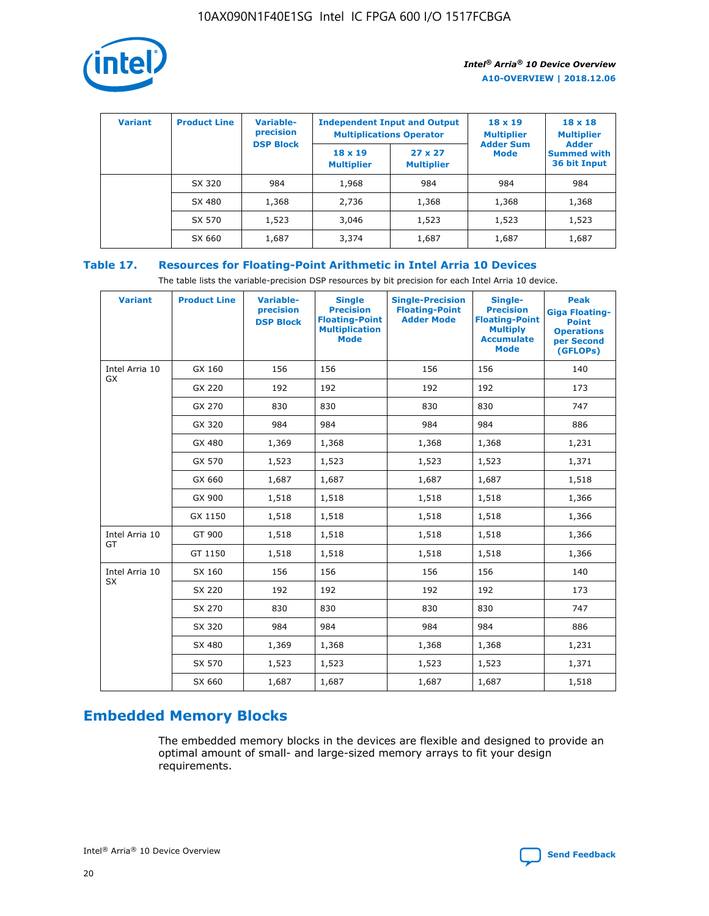| Variant | Product Line | Variable-precision DSP Block | Independent Input and Output Multiplications Operator | | 18 x 19 Multiplier Adder Sum Mode | 18 x 18 Multiplier Adder Summed with 36 bit Input |
|---|---|---|---|---|---|---|
| | | | 18 x 19 Multiplier | 27 x 27 Multiplier | | |
| | SX 320 | 984 | 1,968 | 984 | 984 | 984 |
| | SX 480 | 1,368 | 2,736 | 1,368 | 1,368 | 1,368 |
| | SX 570 | 1,523 | 3,046 | 1,523 | 1,523 | 1,523 |
| | SX 660 | 1,687 | 3,374 | 1,687 | 1,687 | 1,687 |

**Table 17. Resources for Floating-Point Arithmetic in Intel Arria 10 Devices**

The table lists the variable-precision DSP resources by bit precision for each Intel Arria 10 device.

| Variant | Product Line | Variable-precision DSP Block | Single Precision Floating-Point Multiplication Mode | Single-Precision Floating-Point Adder Mode | Single-Precision Floating-Point Multiply Accumulate Mode | Peak Giga Floating-Point Operations per Second (GFLOPs) |
|---|---|---|---|---|---|---|
| Intel Arria 10 GX | GX 160 | 156 | 156 | 156 | 156 | 140 |
| | GX 220 | 192 | 192 | 192 | 192 | 173 |
| | GX 270 | 830 | 830 | 830 | 830 | 747 |
| | GX 320 | 984 | 984 | 984 | 984 | 886 |
| | GX 480 | 1,369 | 1,368 | 1,368 | 1,368 | 1,231 |
| | GX 570 | 1,523 | 1,523 | 1,523 | 1,523 | 1,371 |
| | GX 660 | 1,687 | 1,687 | 1,687 | 1,687 | 1,518 |
| | GX 900 | 1,518 | 1,518 | 1,518 | 1,518 | 1,366 |
| | GX 1150 | 1,518 | 1,518 | 1,518 | 1,518 | 1,366 |
| Intel Arria 10 GT | GT 900 | 1,518 | 1,518 | 1,518 | 1,518 | 1,366 |
| | GT 1150 | 1,518 | 1,518 | 1,518 | 1,518 | 1,366 |
| Intel Arria 10 SX | SX 160 | 156 | 156 | 156 | 156 | 140 |
| | SX 220 | 192 | 192 | 192 | 192 | 173 |
| | SX 270 | 830 | 830 | 830 | 830 | 747 |
| | SX 320 | 984 | 984 | 984 | 984 | 886 |
| | SX 480 | 1,369 | 1,368 | 1,368 | 1,368 | 1,231 |
| | SX 570 | 1,523 | 1,523 | 1,523 | 1,523 | 1,371 |
| | SX 660 | 1,687 | 1,687 | 1,687 | 1,687 | 1,518 |

## Embedded Memory Blocks

The embedded memory blocks in the devices are flexible and designed to provide an optimal amount of small- and large-sized memory arrays to fit your design requirements.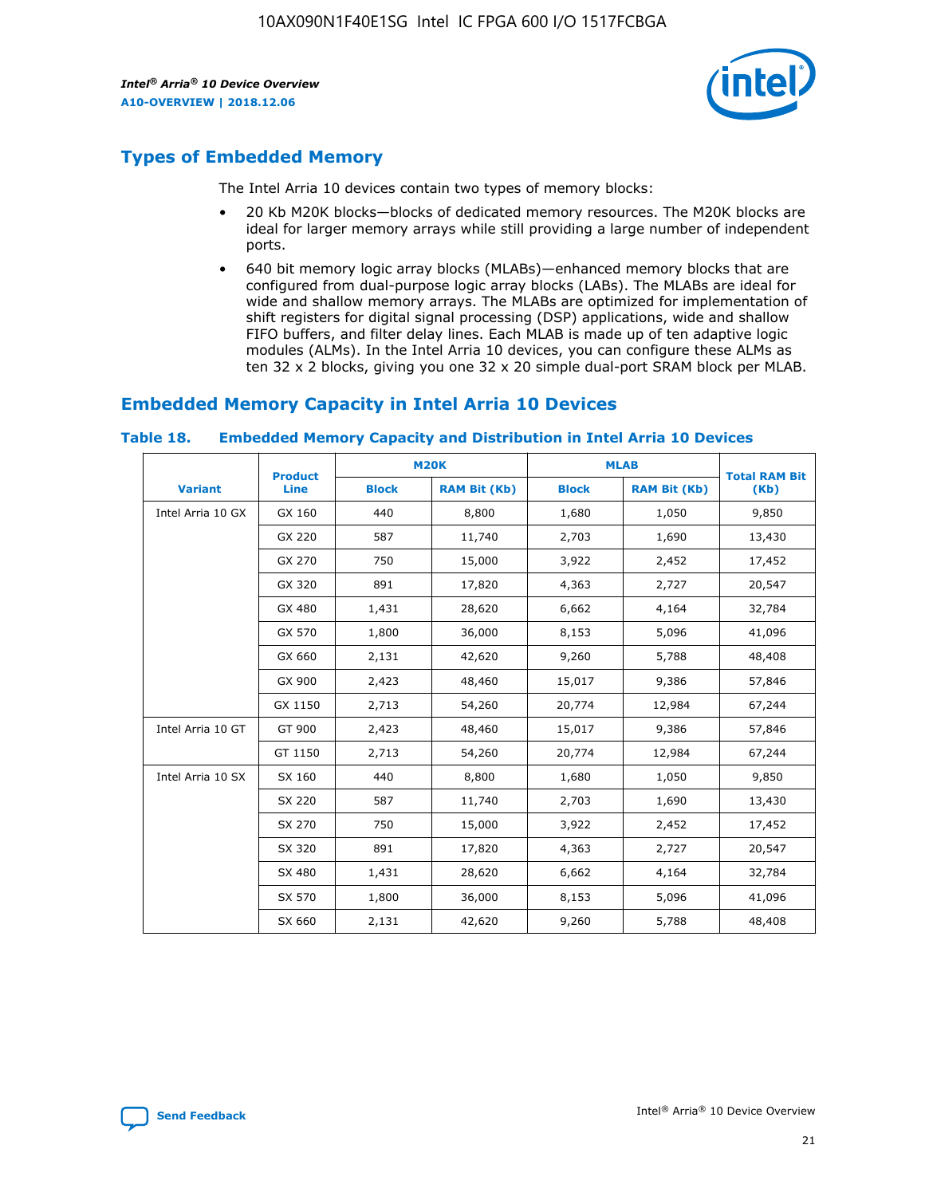## Types of Embedded Memory

The Intel Arria 10 devices contain two types of memory blocks:

- 20 Kb M20K blocks—blocks of dedicated memory resources. The M20K blocks are ideal for larger memory arrays while still providing a large number of independent ports.
- 640 bit memory logic array blocks (MLABs)—enhanced memory blocks that are configured from dual-purpose logic array blocks (LABs). The MLABs are ideal for wide and shallow memory arrays. The MLABs are optimized for implementation of shift registers for digital signal processing (DSP) applications, wide and shallow FIFO buffers, and filter delay lines. Each MLAB is made up of ten adaptive logic modules (ALMs). In the Intel Arria 10 devices, you can configure these ALMs as ten 32 x 2 blocks, giving you one 32 x 20 simple dual-port SRAM block per MLAB.

## Embedded Memory Capacity in Intel Arria 10 Devices

**Table 18. Embedded Memory Capacity and Distribution in Intel Arria 10 Devices**

| Variant | Product Line | M20K | | MLAB | | Total RAM Bit (Kb) |
|---|---|---|---|---|---|---|
| | | Block | RAM Bit (Kb) | Block | RAM Bit (Kb) | |
| Intel Arria 10 GX | GX 160 | 440 | 8,800 | 1,680 | 1,050 | 9,850 |
| | GX 220 | 587 | 11,740 | 2,703 | 1,690 | 13,430 |
| | GX 270 | 750 | 15,000 | 3,922 | 2,452 | 17,452 |
| | GX 320 | 891 | 17,820 | 4,363 | 2,727 | 20,547 |
| | GX 480 | 1,431 | 28,620 | 6,662 | 4,164 | 32,784 |
| | GX 570 | 1,800 | 36,000 | 8,153 | 5,096 | 41,096 |
| | GX 660 | 2,131 | 42,620 | 9,260 | 5,788 | 48,408 |
| | GX 900 | 2,423 | 48,460 | 15,017 | 9,386 | 57,846 |
| | GX 1150 | 2,713 | 54,260 | 20,774 | 12,984 | 67,244 |
| Intel Arria 10 GT | GT 900 | 2,423 | 48,460 | 15,017 | 9,386 | 57,846 |
| | GT 1150 | 2,713 | 54,260 | 20,774 | 12,984 | 67,244 |
| Intel Arria 10 SX | SX 160 | 440 | 8,800 | 1,680 | 1,050 | 9,850 |
| | SX 220 | 587 | 11,740 | 2,703 | 1,690 | 13,430 |
| | SX 270 | 750 | 15,000 | 3,922 | 2,452 | 17,452 |
| | SX 320 | 891 | 17,820 | 4,363 | 2,727 | 20,547 |
| | SX 480 | 1,431 | 28,620 | 6,662 | 4,164 | 32,784 |
| | SX 570 | 1,800 | 36,000 | 8,153 | 5,096 | 41,096 |
| | SX 660 | 2,131 | 42,620 | 9,260 | 5,788 | 48,408 |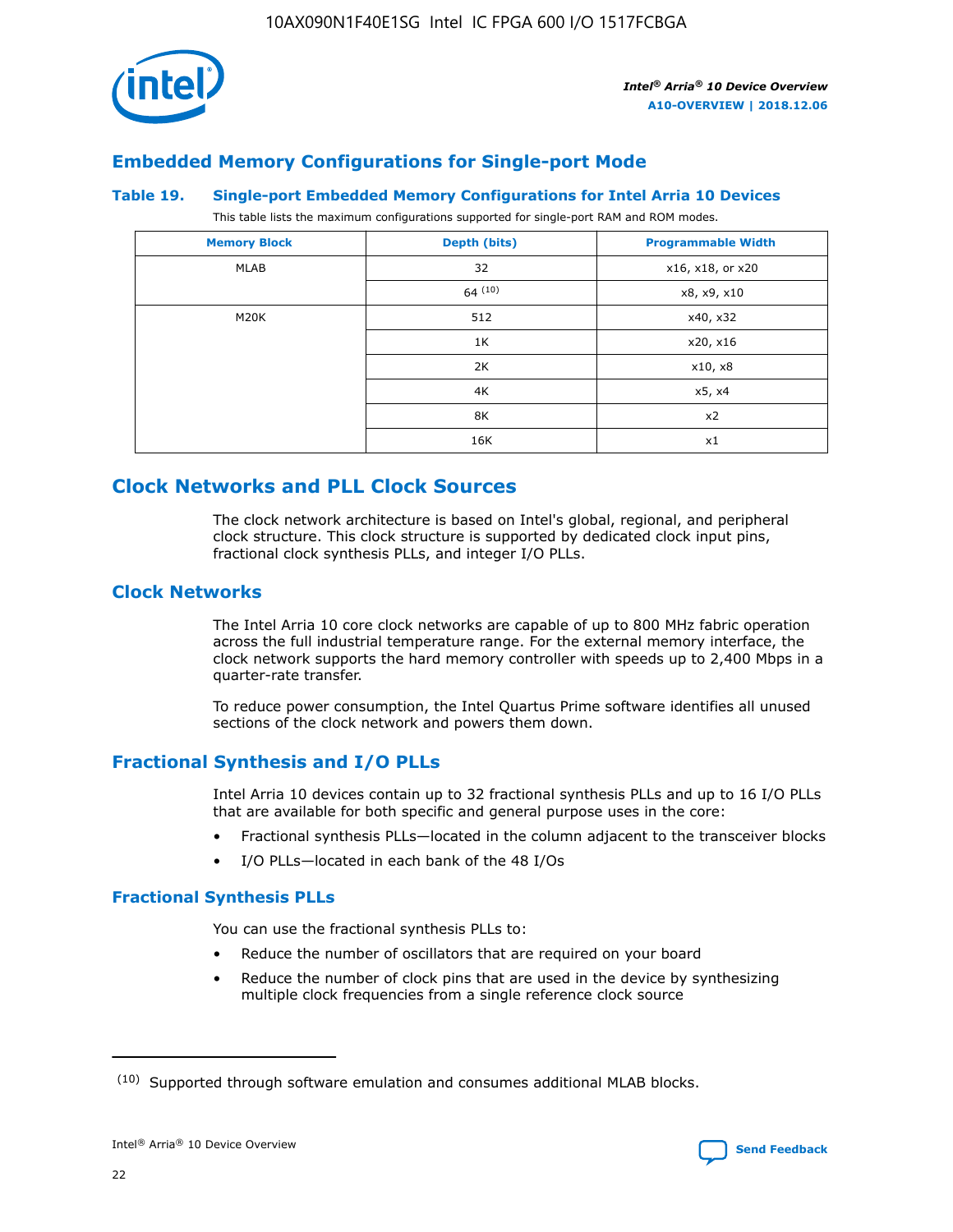## Embedded Memory Configurations for Single-port Mode

### Table 19. Single-port Embedded Memory Configurations for Intel Arria 10 Devices

This table lists the maximum configurations supported for single-port RAM and ROM modes.

| Memory Block | Depth (bits) | Programmable Width |
|---|---|---|
| MLAB | 32 | x16, x18, or x20 |
| | 64 (10) | x8, x9, x10 |
| M20K | 512 | x40, x32 |
| | 1K | x20, x16 |
| | 2K | x10, x8 |
| | 4K | x5, x4 |
| | 8K | x2 |
| | 16K | x1 |

## Clock Networks and PLL Clock Sources

The clock network architecture is based on Intel's global, regional, and peripheral clock structure. This clock structure is supported by dedicated clock input pins, fractional clock synthesis PLLs, and integer I/O PLLs.

## Clock Networks

The Intel Arria 10 core clock networks are capable of up to 800 MHz fabric operation across the full industrial temperature range. For the external memory interface, the clock network supports the hard memory controller with speeds up to 2,400 Mbps in a quarter-rate transfer.

To reduce power consumption, the Intel Quartus Prime software identifies all unused sections of the clock network and powers them down.

## Fractional Synthesis and I/O PLLs

Intel Arria 10 devices contain up to 32 fractional synthesis PLLs and up to 16 I/O PLLs that are available for both specific and general purpose uses in the core:

- Fractional synthesis PLLs—located in the column adjacent to the transceiver blocks
- I/O PLLs—located in each bank of the 48 I/Os

### Fractional Synthesis PLLs

You can use the fractional synthesis PLLs to:

- Reduce the number of oscillators that are required on your board
- Reduce the number of clock pins that are used in the device by synthesizing multiple clock frequencies from a single reference clock source

(10) Supported through software emulation and consumes additional MLAB blocks.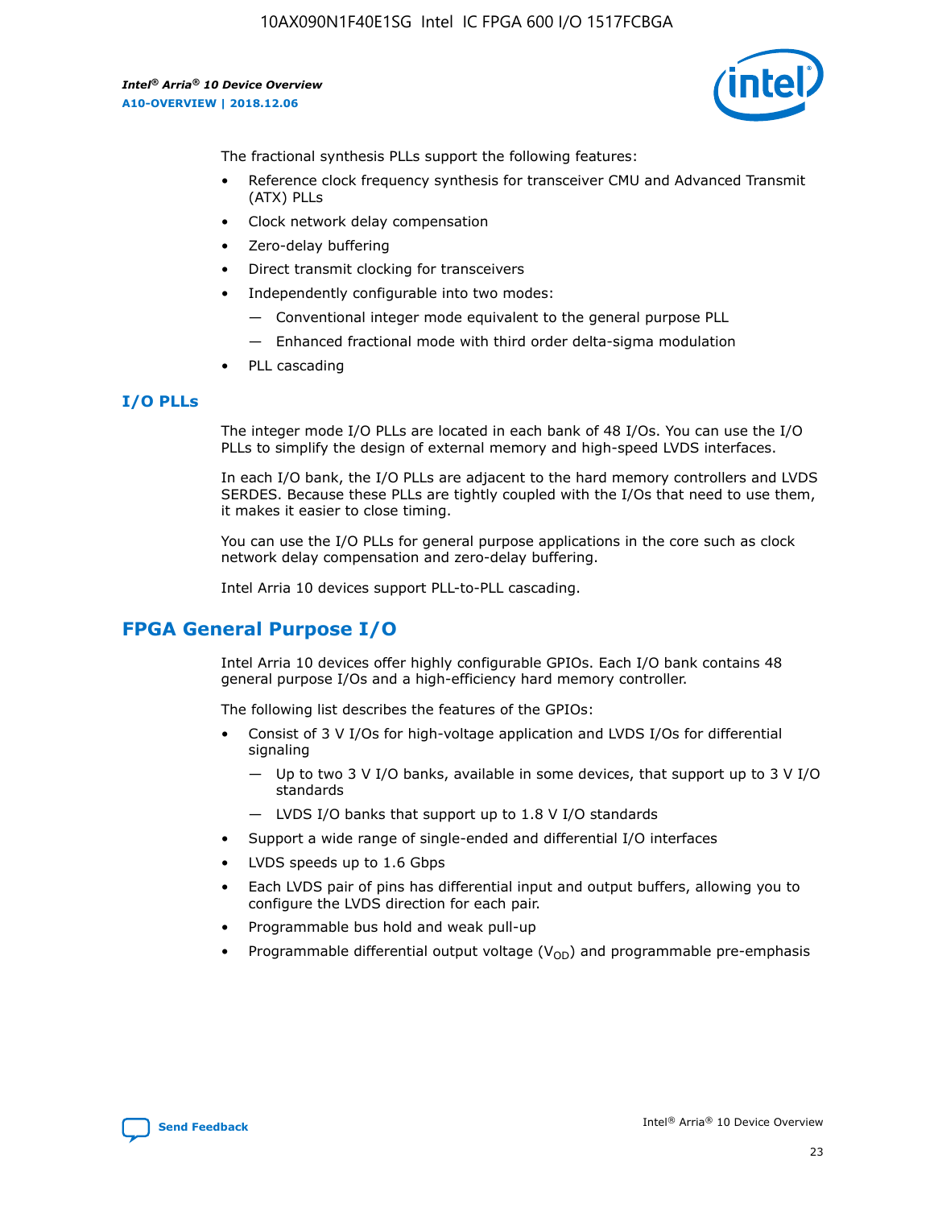The fractional synthesis PLLs support the following features:

- Reference clock frequency synthesis for transceiver CMU and Advanced Transmit (ATX) PLLs
- Clock network delay compensation
- Zero-delay buffering
- Direct transmit clocking for transceivers
- Independently configurable into two modes:
  - — Conventional integer mode equivalent to the general purpose PLL
  - — Enhanced fractional mode with third order delta-sigma modulation
- PLL cascading

### I/O PLLs

The integer mode I/O PLLs are located in each bank of 48 I/Os. You can use the I/O PLLs to simplify the design of external memory and high-speed LVDS interfaces.

In each I/O bank, the I/O PLLs are adjacent to the hard memory controllers and LVDS SERDES. Because these PLLs are tightly coupled with the I/Os that need to use them, it makes it easier to close timing.

You can use the I/O PLLs for general purpose applications in the core such as clock network delay compensation and zero-delay buffering.

Intel Arria 10 devices support PLL-to-PLL cascading.

## FPGA General Purpose I/O

Intel Arria 10 devices offer highly configurable GPIOs. Each I/O bank contains 48 general purpose I/Os and a high-efficiency hard memory controller.

The following list describes the features of the GPIOs:

- Consist of 3 V I/Os for high-voltage application and LVDS I/Os for differential signaling
  - — Up to two 3 V I/O banks, available in some devices, that support up to 3 V I/O standards
  - — LVDS I/O banks that support up to 1.8 V I/O standards
- Support a wide range of single-ended and differential I/O interfaces
- LVDS speeds up to 1.6 Gbps
- Each LVDS pair of pins has differential input and output buffers, allowing you to configure the LVDS direction for each pair.
- Programmable bus hold and weak pull-up
- Programmable differential output voltage ($V_{OD}$) and programmable pre-emphasis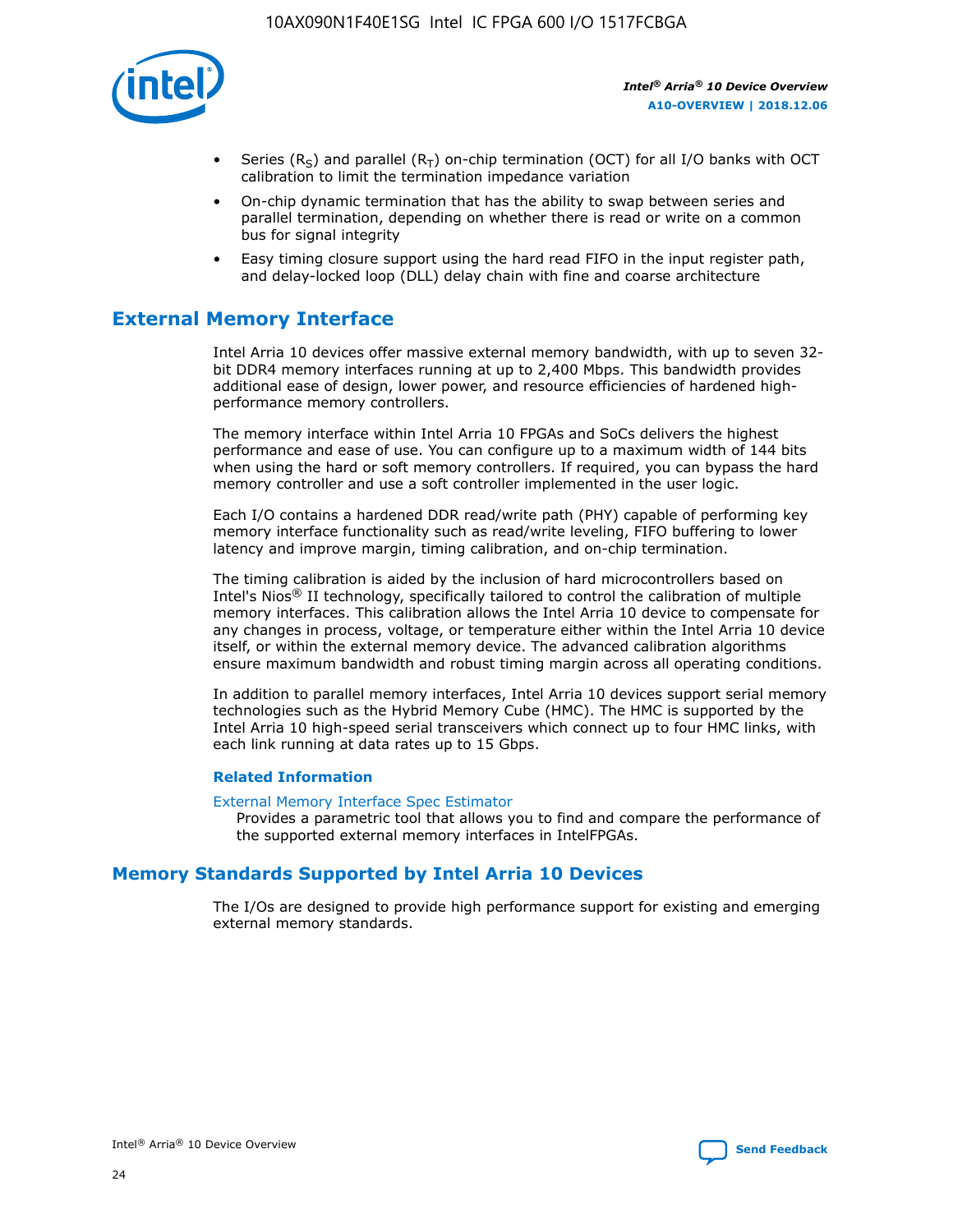- Series ($R_S$) and parallel ($R_T$) on-chip termination (OCT) for all I/O banks with OCT calibration to limit the termination impedance variation
- On-chip dynamic termination that has the ability to swap between series and parallel termination, depending on whether there is read or write on a common bus for signal integrity
- Easy timing closure support using the hard read FIFO in the input register path, and delay-locked loop (DLL) delay chain with fine and coarse architecture

## External Memory Interface

Intel Arria 10 devices offer massive external memory bandwidth, with up to seven 32-bit DDR4 memory interfaces running at up to 2,400 Mbps. This bandwidth provides additional ease of design, lower power, and resource efficiencies of hardened high-performance memory controllers.

The memory interface within Intel Arria 10 FPGAs and SoCs delivers the highest performance and ease of use. You can configure up to a maximum width of 144 bits when using the hard or soft memory controllers. If required, you can bypass the hard memory controller and use a soft controller implemented in the user logic.

Each I/O contains a hardened DDR read/write path (PHY) capable of performing key memory interface functionality such as read/write leveling, FIFO buffering to lower latency and improve margin, timing calibration, and on-chip termination.

The timing calibration is aided by the inclusion of hard microcontrollers based on Intel's Nios® II technology, specifically tailored to control the calibration of multiple memory interfaces. This calibration allows the Intel Arria 10 device to compensate for any changes in process, voltage, or temperature either within the Intel Arria 10 device itself, or within the external memory device. The advanced calibration algorithms ensure maximum bandwidth and robust timing margin across all operating conditions.

In addition to parallel memory interfaces, Intel Arria 10 devices support serial memory technologies such as the Hybrid Memory Cube (HMC). The HMC is supported by the Intel Arria 10 high-speed serial transceivers which connect up to four HMC links, with each link running at data rates up to 15 Gbps.

### Related Information

External Memory Interface Spec Estimator

Provides a parametric tool that allows you to find and compare the performance of the supported external memory interfaces in IntelFPGAs.

## Memory Standards Supported by Intel Arria 10 Devices

The I/Os are designed to provide high performance support for existing and emerging external memory standards.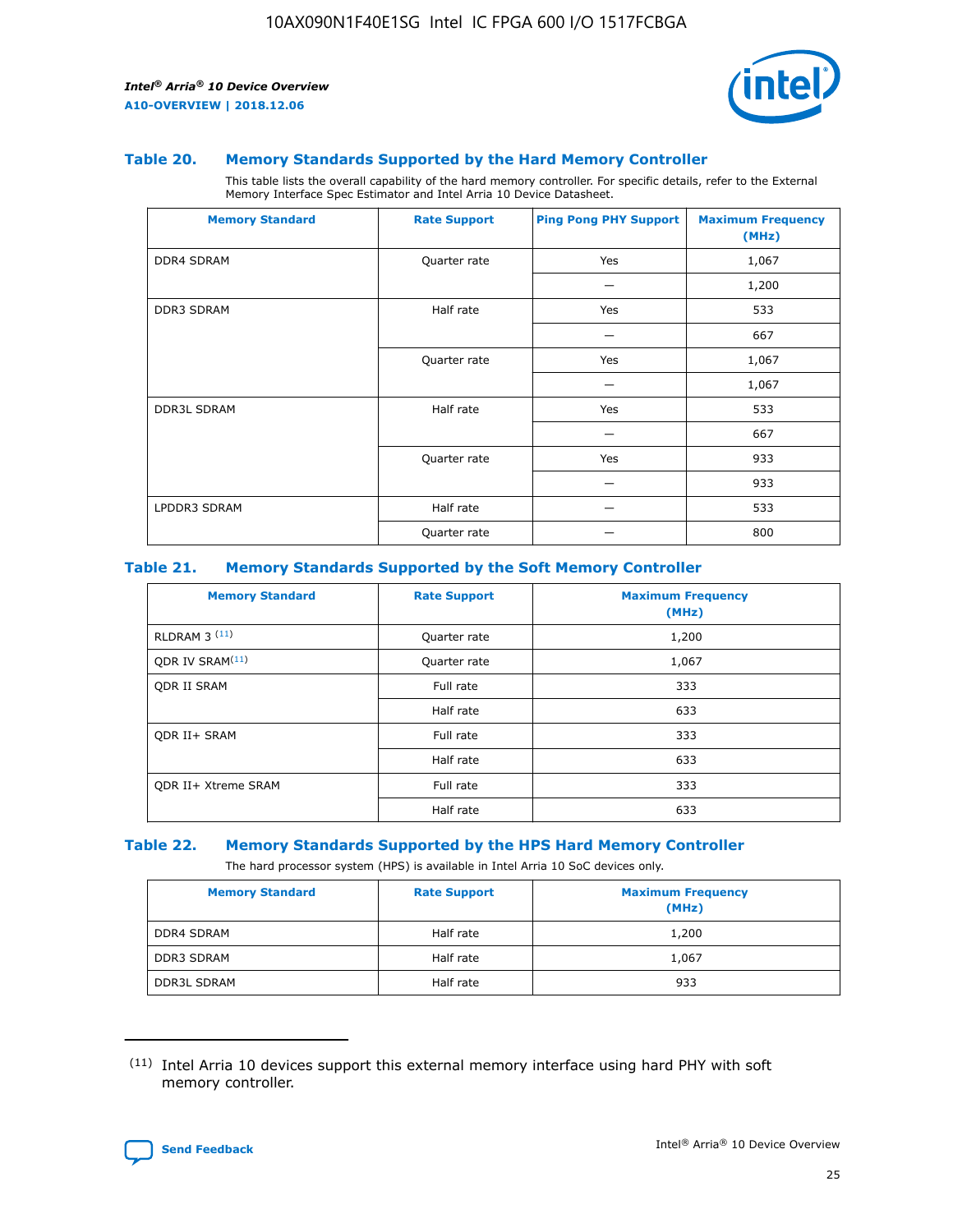### Table 20. Memory Standards Supported by the Hard Memory Controller

This table lists the overall capability of the hard memory controller. For specific details, refer to the External Memory Interface Spec Estimator and Intel Arria 10 Device Datasheet.

| Memory Standard | Rate Support | Ping Pong PHY Support | Maximum Frequency (MHz) |
|---|---|---|---|
| DDR4 SDRAM | Quarter rate | Yes | 1,067 |
| | | — | 1,200 |
| DDR3 SDRAM | Half rate | Yes | 533 |
| | | — | 667 |
| | Quarter rate | Yes | 1,067 |
| | | — | 1,067 |
| DDR3L SDRAM | Half rate | Yes | 533 |
| | | — | 667 |
| | Quarter rate | Yes | 933 |
| | | — | 933 |
| LPDDR3 SDRAM | Half rate | — | 533 |
| | Quarter rate | — | 800 |

### Table 21. Memory Standards Supported by the Soft Memory Controller

| Memory Standard | Rate Support | Maximum Frequency (MHz) |
|---|---|---|
| RLDRAM 3 [(11)] | Quarter rate | 1,200 |
| QDR IV SRAM[(11)] | Quarter rate | 1,067 |
| QDR II SRAM | Full rate | 333 |
| | Half rate | 633 |
| QDR II+ SRAM | Full rate | 333 |
| | Half rate | 633 |
| QDR II+ Xtreme SRAM | Full rate | 333 |
| | Half rate | 633 |

### Table 22. Memory Standards Supported by the HPS Hard Memory Controller

The hard processor system (HPS) is available in Intel Arria 10 SoC devices only.

| Memory Standard | Rate Support | Maximum Frequency (MHz) |
|---|---|---|
| DDR4 SDRAM | Half rate | 1,200 |
| DDR3 SDRAM | Half rate | 1,067 |
| DDR3L SDRAM | Half rate | 933 |

(11) Intel Arria 10 devices support this external memory interface using hard PHY with soft memory controller.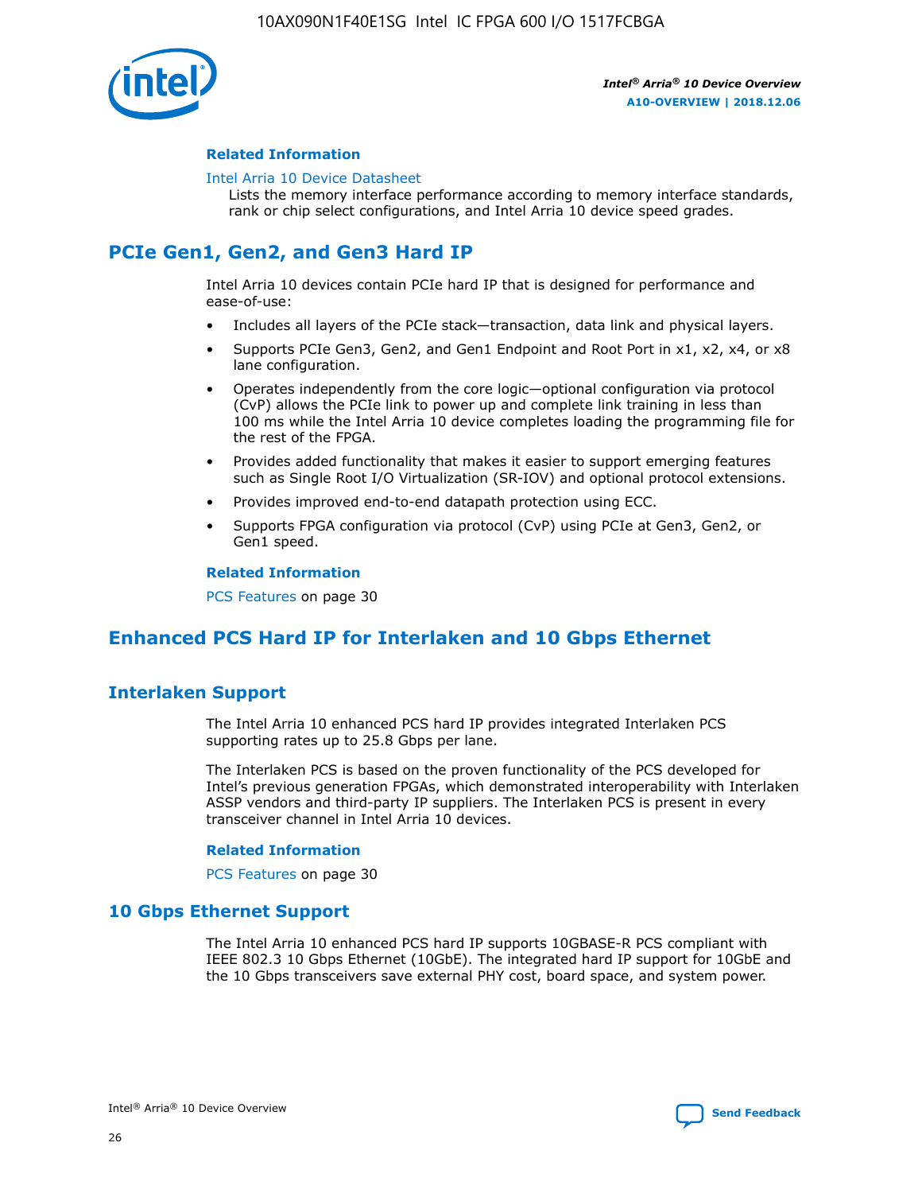#### Related Information

Intel Arria 10 Device Datasheet

Lists the memory interface performance according to memory interface standards, rank or chip select configurations, and Intel Arria 10 device speed grades.

## PCIe Gen1, Gen2, and Gen3 Hard IP

Intel Arria 10 devices contain PCIe hard IP that is designed for performance and ease-of-use:

- Includes all layers of the PCIe stack—transaction, data link and physical layers.
- Supports PCIe Gen3, Gen2, and Gen1 Endpoint and Root Port in x1, x2, x4, or x8 lane configuration.
- Operates independently from the core logic—optional configuration via protocol (CvP) allows the PCIe link to power up and complete link training in less than 100 ms while the Intel Arria 10 device completes loading the programming file for the rest of the FPGA.
- Provides added functionality that makes it easier to support emerging features such as Single Root I/O Virtualization (SR-IOV) and optional protocol extensions.
- Provides improved end-to-end datapath protection using ECC.
- Supports FPGA configuration via protocol (CvP) using PCIe at Gen3, Gen2, or Gen1 speed.

#### Related Information

PCS Features on page 30

## Enhanced PCS Hard IP for Interlaken and 10 Gbps Ethernet

### Interlaken Support

The Intel Arria 10 enhanced PCS hard IP provides integrated Interlaken PCS supporting rates up to 25.8 Gbps per lane.

The Interlaken PCS is based on the proven functionality of the PCS developed for Intel's previous generation FPGAs, which demonstrated interoperability with Interlaken ASSP vendors and third-party IP suppliers. The Interlaken PCS is present in every transceiver channel in Intel Arria 10 devices.

#### Related Information

PCS Features on page 30

### 10 Gbps Ethernet Support

The Intel Arria 10 enhanced PCS hard IP supports 10GBASE-R PCS compliant with IEEE 802.3 10 Gbps Ethernet (10GbE). The integrated hard IP support for 10GbE and the 10 Gbps transceivers save external PHY cost, board space, and system power.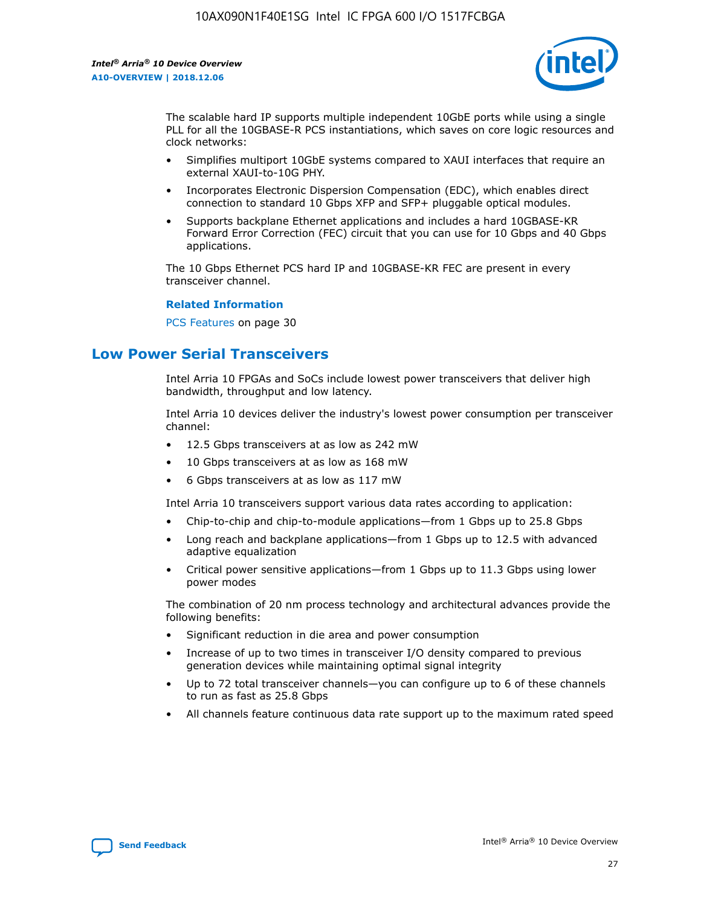The scalable hard IP supports multiple independent 10GbE ports while using a single PLL for all the 10GBASE-R PCS instantiations, which saves on core logic resources and clock networks:

- Simplifies multiport 10GbE systems compared to XAUI interfaces that require an external XAUI-to-10G PHY.
- Incorporates Electronic Dispersion Compensation (EDC), which enables direct connection to standard 10 Gbps XFP and SFP+ pluggable optical modules.
- Supports backplane Ethernet applications and includes a hard 10GBASE-KR Forward Error Correction (FEC) circuit that you can use for 10 Gbps and 40 Gbps applications.

The 10 Gbps Ethernet PCS hard IP and 10GBASE-KR FEC are present in every transceiver channel.

**Related Information**

PCS Features on page 30

## Low Power Serial Transceivers

Intel Arria 10 FPGAs and SoCs include lowest power transceivers that deliver high bandwidth, throughput and low latency.

Intel Arria 10 devices deliver the industry's lowest power consumption per transceiver channel:

- 12.5 Gbps transceivers at as low as 242 mW
- 10 Gbps transceivers at as low as 168 mW
- 6 Gbps transceivers at as low as 117 mW

Intel Arria 10 transceivers support various data rates according to application:

- Chip-to-chip and chip-to-module applications—from 1 Gbps up to 25.8 Gbps
- Long reach and backplane applications—from 1 Gbps up to 12.5 with advanced adaptive equalization
- Critical power sensitive applications—from 1 Gbps up to 11.3 Gbps using lower power modes

The combination of 20 nm process technology and architectural advances provide the following benefits:

- Significant reduction in die area and power consumption
- Increase of up to two times in transceiver I/O density compared to previous generation devices while maintaining optimal signal integrity
- Up to 72 total transceiver channels—you can configure up to 6 of these channels to run as fast as 25.8 Gbps
- All channels feature continuous data rate support up to the maximum rated speed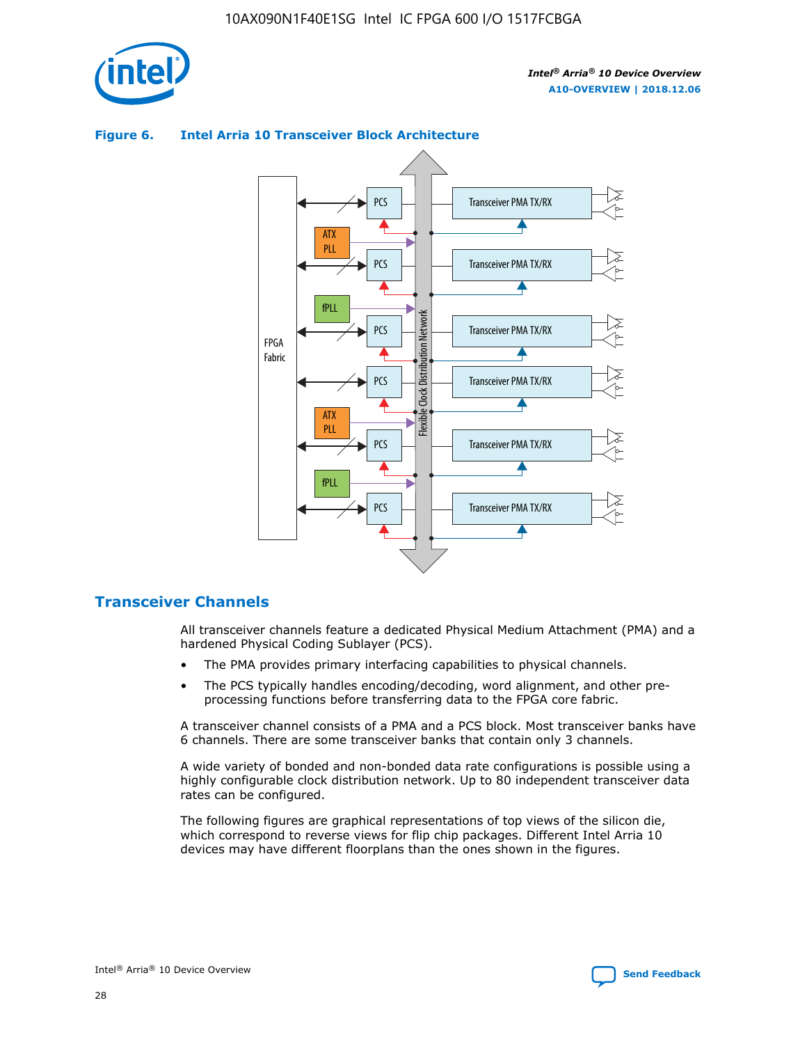**Figure 6. Intel Arria 10 Transceiver Block Architecture**

## Transceiver Channels

All transceiver channels feature a dedicated Physical Medium Attachment (PMA) and a hardened Physical Coding Sublayer (PCS).

- The PMA provides primary interfacing capabilities to physical channels.
- The PCS typically handles encoding/decoding, word alignment, and other pre-processing functions before transferring data to the FPGA core fabric.

A transceiver channel consists of a PMA and a PCS block. Most transceiver banks have 6 channels. There are some transceiver banks that contain only 3 channels.

A wide variety of bonded and non-bonded data rate configurations is possible using a highly configurable clock distribution network. Up to 80 independent transceiver data rates can be configured.

The following figures are graphical representations of top views of the silicon die, which correspond to reverse views for flip chip packages. Different Intel Arria 10 devices may have different floorplans than the ones shown in the figures.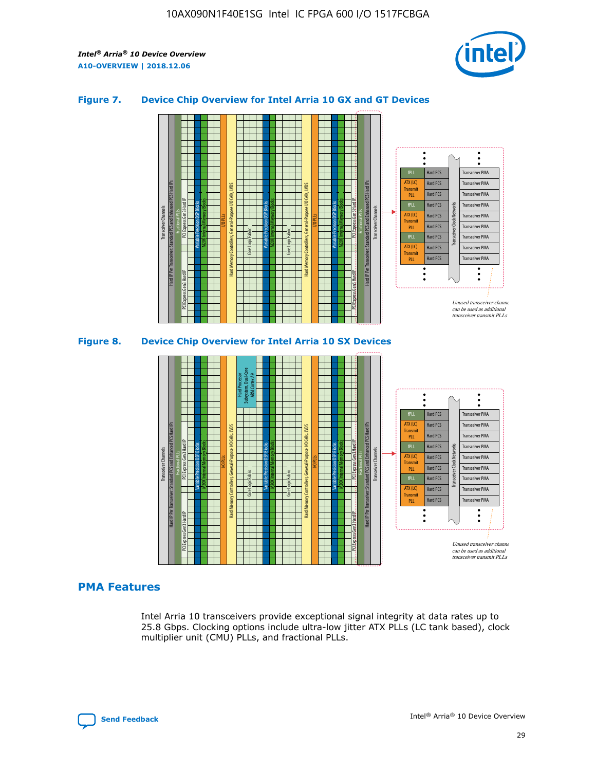## Figure 7. Device Chip Overview for Intel Arria 10 GX and GT Devices

## Figure 8. Device Chip Overview for Intel Arria 10 SX Devices

## PMA Features

Intel Arria 10 transceivers provide exceptional signal integrity at data rates up to 25.8 Gbps. Clocking options include ultra-low jitter ATX PLLs (LC tank based), clock multiplier unit (CMU) PLLs, and fractional PLLs.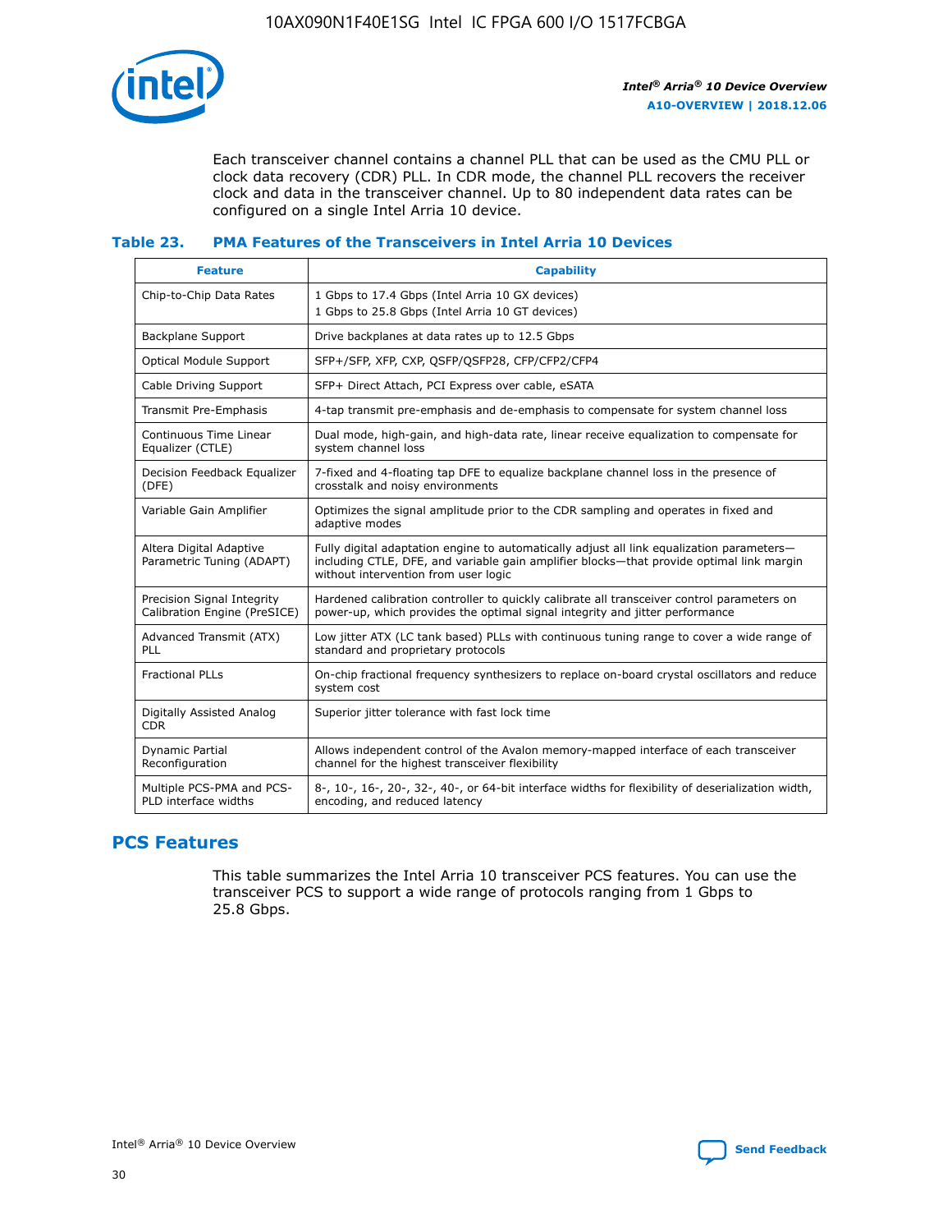Each transceiver channel contains a channel PLL that can be used as the CMU PLL or clock data recovery (CDR) PLL. In CDR mode, the channel PLL recovers the receiver clock and data in the transceiver channel. Up to 80 independent data rates can be configured on a single Intel Arria 10 device.

### Table 23. PMA Features of the Transceivers in Intel Arria 10 Devices

| Feature | Capability |
|---|---|
| Chip-to-Chip Data Rates | 1 Gbps to 17.4 Gbps (Intel Arria 10 GX devices)<br>1 Gbps to 25.8 Gbps (Intel Arria 10 GT devices) |
| Backplane Support | Drive backplanes at data rates up to 12.5 Gbps |
| Optical Module Support | SFP+/SFP, XFP, CXP, QSFP/QSFP28, CFP/CFP2/CFP4 |
| Cable Driving Support | SFP+ Direct Attach, PCI Express over cable, eSATA |
| Transmit Pre-Emphasis | 4-tap transmit pre-emphasis and de-emphasis to compensate for system channel loss |
| Continuous Time Linear Equalizer (CTLE) | Dual mode, high-gain, and high-data rate, linear receive equalization to compensate for system channel loss |
| Decision Feedback Equalizer (DFE) | 7-fixed and 4-floating tap DFE to equalize backplane channel loss in the presence of crosstalk and noisy environments |
| Variable Gain Amplifier | Optimizes the signal amplitude prior to the CDR sampling and operates in fixed and adaptive modes |
| Altera Digital Adaptive Parametric Tuning (ADAPT) | Fully digital adaptation engine to automatically adjust all link equalization parameters—including CTLE, DFE, and variable gain amplifier blocks—that provide optimal link margin without intervention from user logic |
| Precision Signal Integrity Calibration Engine (PreSICE) | Hardened calibration controller to quickly calibrate all transceiver control parameters on power-up, which provides the optimal signal integrity and jitter performance |
| Advanced Transmit (ATX) PLL | Low jitter ATX (LC tank based) PLLs with continuous tuning range to cover a wide range of standard and proprietary protocols |
| Fractional PLLs | On-chip fractional frequency synthesizers to replace on-board crystal oscillators and reduce system cost |
| Digitally Assisted Analog CDR | Superior jitter tolerance with fast lock time |
| Dynamic Partial Reconfiguration | Allows independent control of the Avalon memory-mapped interface of each transceiver channel for the highest transceiver flexibility |
| Multiple PCS-PMA and PCS-PLD interface widths | 8-, 10-, 16-, 20-, 32-, 40-, or 64-bit interface widths for flexibility of deserialization width, encoding, and reduced latency |

## PCS Features

This table summarizes the Intel Arria 10 transceiver PCS features. You can use the transceiver PCS to support a wide range of protocols ranging from 1 Gbps to 25.8 Gbps.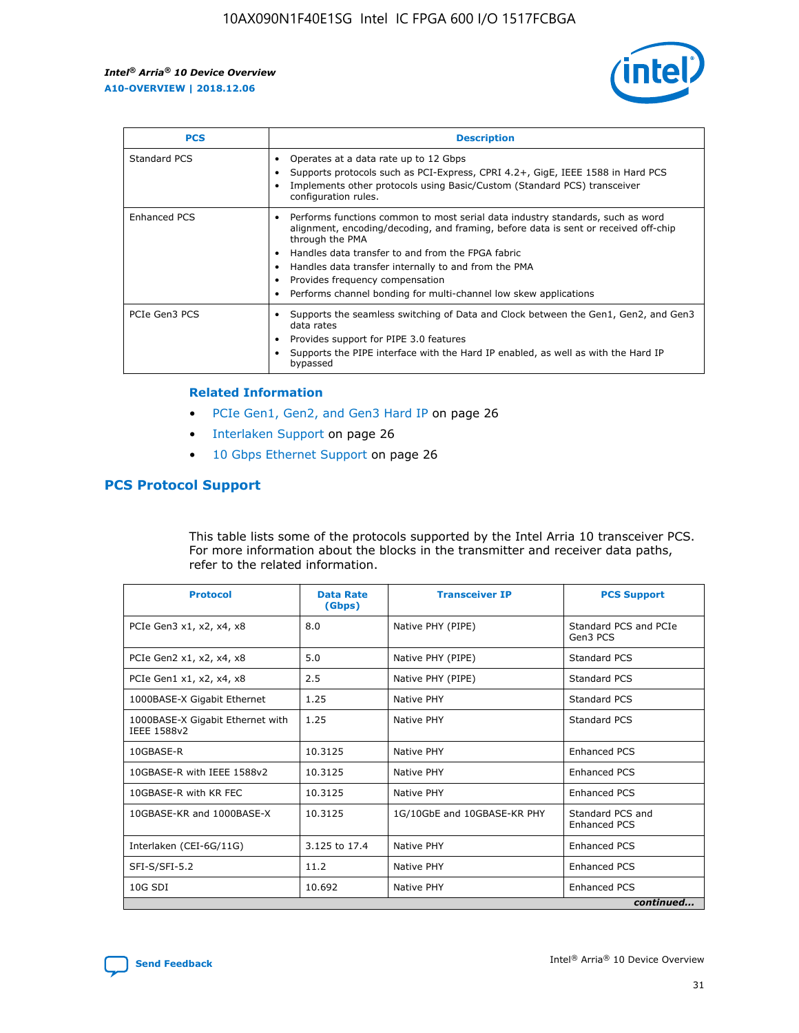| PCS | Description |
| --- | --- |
| Standard PCS | • Operates at a data rate up to 12 Gbps<br>• Supports protocols such as PCI-Express, CPRI 4.2+, GigE, IEEE 1588 in Hard PCS<br>• Implements other protocols using Basic/Custom (Standard PCS) transceiver configuration rules. |
| Enhanced PCS | • Performs functions common to most serial data industry standards, such as word alignment, encoding/decoding, and framing, before data is sent or received off-chip through the PMA<br>• Handles data transfer to and from the FPGA fabric<br>• Handles data transfer internally to and from the PMA<br>• Provides frequency compensation<br>• Performs channel bonding for multi-channel low skew applications |
| PCIe Gen3 PCS | • Supports the seamless switching of Data and Clock between the Gen1, Gen2, and Gen3 data rates<br>• Provides support for PIPE 3.0 features<br>• Supports the PIPE interface with the Hard IP enabled, as well as with the Hard IP bypassed |

#### Related Information

- PCIe Gen1, Gen2, and Gen3 Hard IP on page 26
- Interlaken Support on page 26
- 10 Gbps Ethernet Support on page 26

## PCS Protocol Support

This table lists some of the protocols supported by the Intel Arria 10 transceiver PCS. For more information about the blocks in the transmitter and receiver data paths, refer to the related information.

| Protocol | Data Rate (Gbps) | Transceiver IP | PCS Support |
| --- | --- | --- | --- |
| PCIe Gen3 x1, x2, x4, x8 | 8.0 | Native PHY (PIPE) | Standard PCS and PCIe Gen3 PCS |
| PCIe Gen2 x1, x2, x4, x8 | 5.0 | Native PHY (PIPE) | Standard PCS |
| PCIe Gen1 x1, x2, x4, x8 | 2.5 | Native PHY (PIPE) | Standard PCS |
| 1000BASE-X Gigabit Ethernet | 1.25 | Native PHY | Standard PCS |
| 1000BASE-X Gigabit Ethernet with IEEE 1588v2 | 1.25 | Native PHY | Standard PCS |
| 10GBASE-R | 10.3125 | Native PHY | Enhanced PCS |
| 10GBASE-R with IEEE 1588v2 | 10.3125 | Native PHY | Enhanced PCS |
| 10GBASE-R with KR FEC | 10.3125 | Native PHY | Enhanced PCS |
| 10GBASE-KR and 1000BASE-X | 10.3125 | 1G/10GbE and 10GBASE-KR PHY | Standard PCS and Enhanced PCS |
| Interlaken (CEI-6G/11G) | 3.125 to 17.4 | Native PHY | Enhanced PCS |
| SFI-S/SFI-5.2 | 11.2 | Native PHY | Enhanced PCS |
| 10G SDI | 10.692 | Native PHY | Enhanced PCS |

*continued...*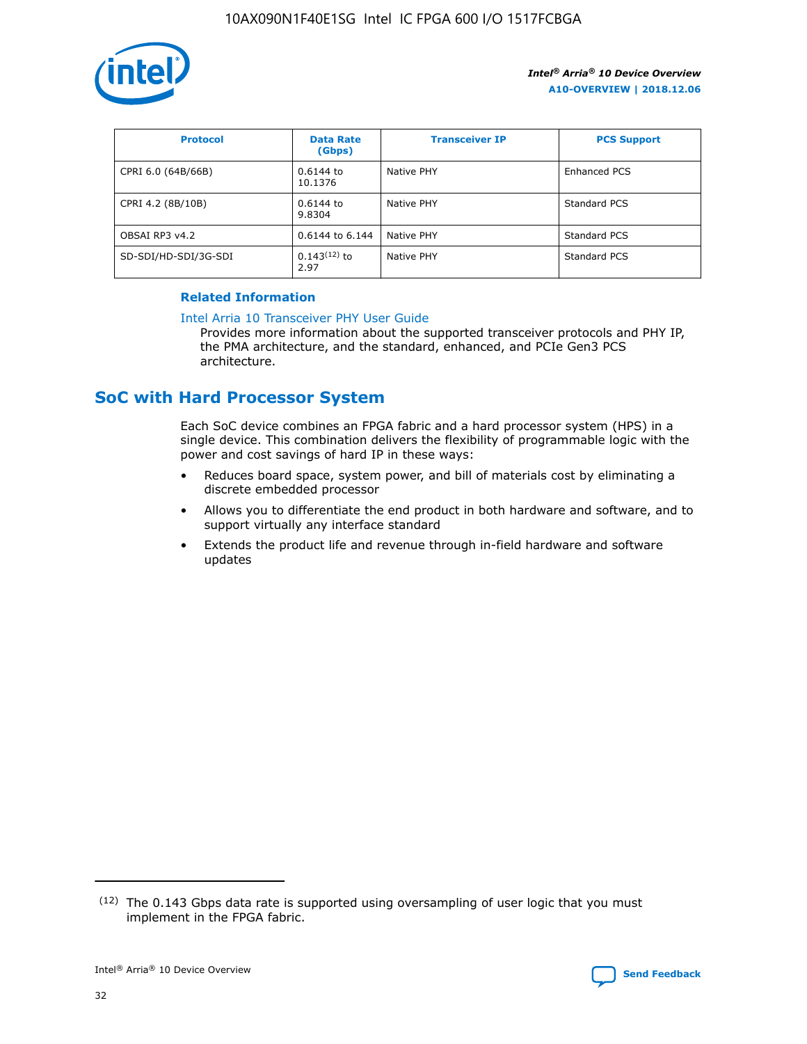| Protocol | Data Rate (Gbps) | Transceiver IP | PCS Support |
| --- | --- | --- | --- |
| CPRI 6.0 (64B/66B) | 0.6144 to 10.1376 | Native PHY | Enhanced PCS |
| CPRI 4.2 (8B/10B) | 0.6144 to 9.8304 | Native PHY | Standard PCS |
| OBSAI RP3 v4.2 | 0.6144 to 6.144 | Native PHY | Standard PCS |
| SD-SDI/HD-SDI/3G-SDI | 0.143[12] to 2.97 | Native PHY | Standard PCS |

**Related Information**

Intel Arria 10 Transceiver PHY User Guide
Provides more information about the supported transceiver protocols and PHY IP, the PMA architecture, and the standard, enhanced, and PCIe Gen3 PCS architecture.

## SoC with Hard Processor System

Each SoC device combines an FPGA fabric and a hard processor system (HPS) in a single device. This combination delivers the flexibility of programmable logic with the power and cost savings of hard IP in these ways:

- Reduces board space, system power, and bill of materials cost by eliminating a discrete embedded processor
- Allows you to differentiate the end product in both hardware and software, and to support virtually any interface standard
- Extends the product life and revenue through in-field hardware and software updates

[12] The 0.143 Gbps data rate is supported using oversampling of user logic that you must implement in the FPGA fabric.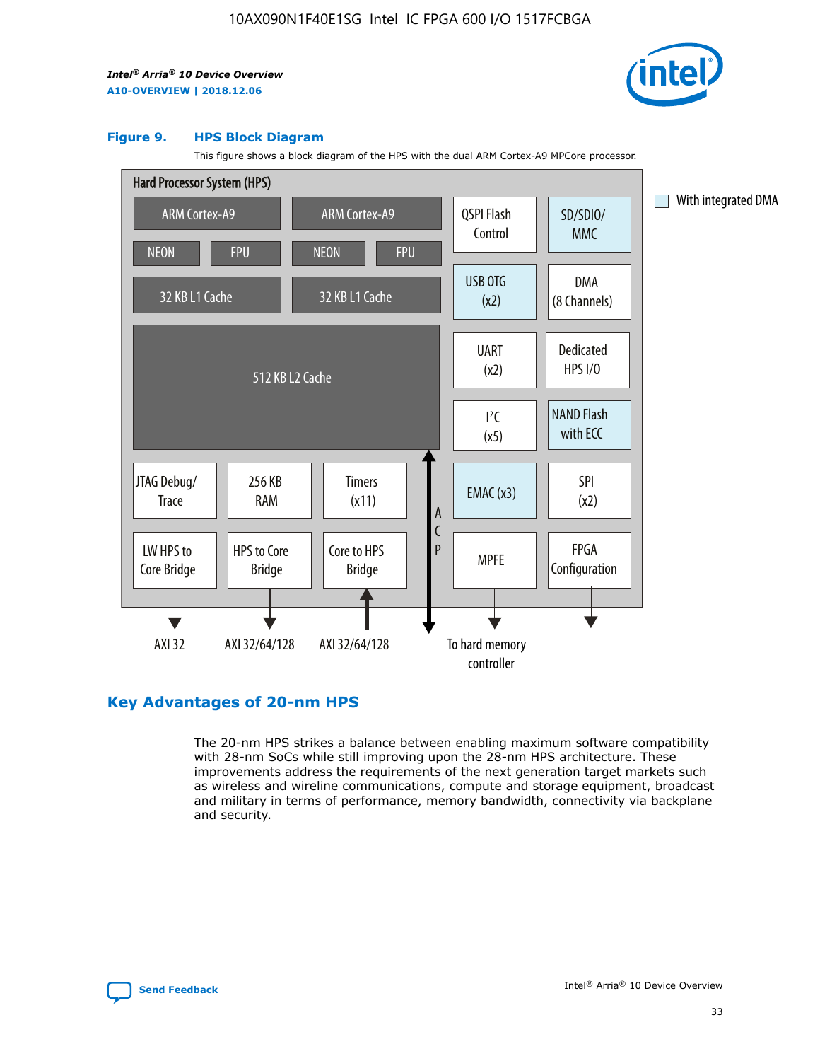**Figure 9. HPS Block Diagram**

This figure shows a block diagram of the HPS with the dual ARM Cortex-A9 MPCore processor.

Hard Processor System (HPS)

- ARM Cortex-A9 | ARM Cortex-A9
- NEON | FPU | NEON | FPU
- 32 KB L1 Cache | 32 KB L1 Cache
- 512 KB L2 Cache
- JTAG Debug/Trace | 256 KB RAM | Timers (x11)
- LW HPS to Core Bridge | HPS to Core Bridge | Core to HPS Bridge
- ACP
- QSPI Flash Control | SD/SDIO/MMC
- USB OTG (x2) | DMA (8 Channels)
- UART (x2) | Dedicated HPS I/O
- I²C (x5) | NAND Flash with ECC
- EMAC (x3) | SPI (x2)
- MPFE | FPGA Configuration

With integrated DMA: SD/SDIO/MMC, USB OTG (x2), NAND Flash with ECC, EMAC (x3)

AXI 32 | AXI 32/64/128 | AXI 32/64/128 | To hard memory controller

## Key Advantages of 20-nm HPS

The 20-nm HPS strikes a balance between enabling maximum software compatibility with 28-nm SoCs while still improving upon the 28-nm HPS architecture. These improvements address the requirements of the next generation target markets such as wireless and wireline communications, compute and storage equipment, broadcast and military in terms of performance, memory bandwidth, connectivity via backplane and security.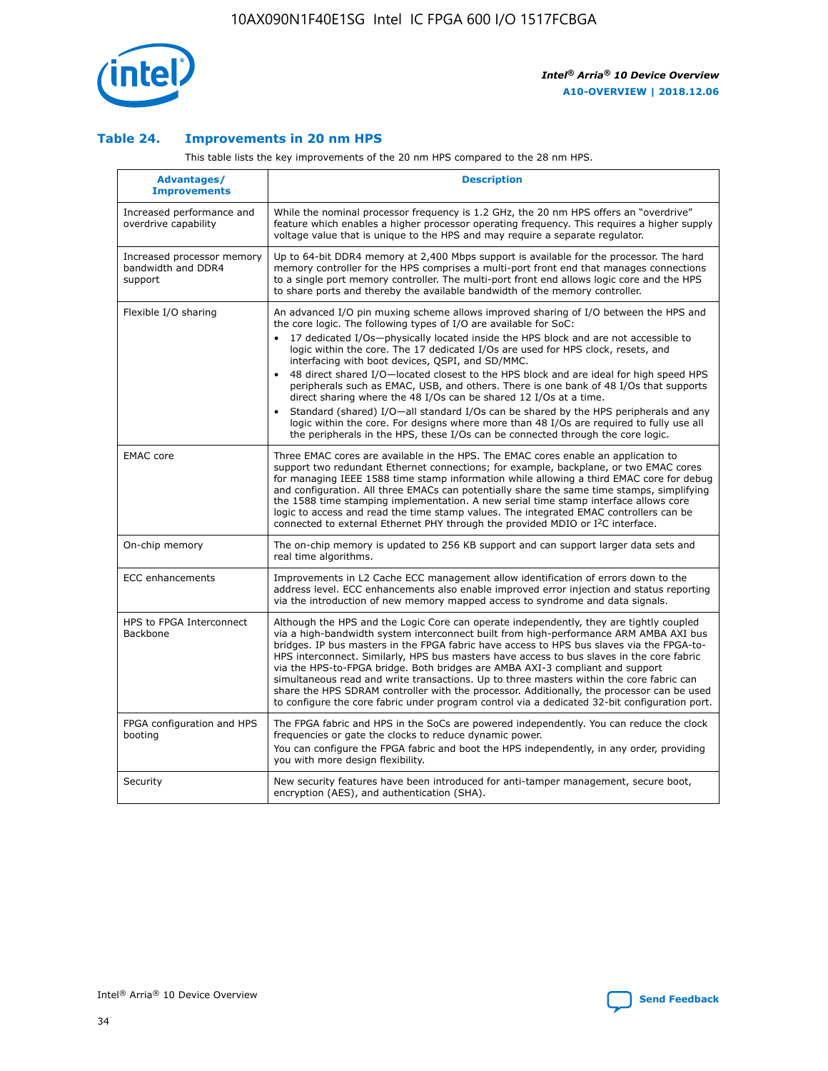## Table 24. Improvements in 20 nm HPS

This table lists the key improvements of the 20 nm HPS compared to the 28 nm HPS.

| Advantages/ Improvements | Description |
|---|---|
| Increased performance and overdrive capability | While the nominal processor frequency is 1.2 GHz, the 20 nm HPS offers an "overdrive" feature which enables a higher processor operating frequency. This requires a higher supply voltage value that is unique to the HPS and may require a separate regulator. |
| Increased processor memory bandwidth and DDR4 support | Up to 64-bit DDR4 memory at 2,400 Mbps support is available for the processor. The hard memory controller for the HPS comprises a multi-port front end that manages connections to a single port memory controller. The multi-port front end allows logic core and the HPS to share ports and thereby the available bandwidth of the memory controller. |
| Flexible I/O sharing | An advanced I/O pin muxing scheme allows improved sharing of I/O between the HPS and the core logic. The following types of I/O are available for SoC:<br>• 17 dedicated I/Os—physically located inside the HPS block and are not accessible to logic within the core. The 17 dedicated I/Os are used for HPS clock, resets, and interfacing with boot devices, QSPI, and SD/MMC.<br>• 48 direct shared I/O—located closest to the HPS block and are ideal for high speed HPS peripherals such as EMAC, USB, and others. There is one bank of 48 I/Os that supports direct sharing where the 48 I/Os can be shared 12 I/Os at a time.<br>• Standard (shared) I/O—all standard I/Os can be shared by the HPS peripherals and any logic within the core. For designs where more than 48 I/Os are required to fully use all the peripherals in the HPS, these I/Os can be connected through the core logic. |
| EMAC core | Three EMAC cores are available in the HPS. The EMAC cores enable an application to support two redundant Ethernet connections; for example, backplane, or two EMAC cores for managing IEEE 1588 time stamp information while allowing a third EMAC core for debug and configuration. All three EMACs can potentially share the same time stamps, simplifying the 1588 time stamping implementation. A new serial time stamp interface allows core logic to access and read the time stamp values. The integrated EMAC controllers can be connected to external Ethernet PHY through the provided MDIO or I²C interface. |
| On-chip memory | The on-chip memory is updated to 256 KB support and can support larger data sets and real time algorithms. |
| ECC enhancements | Improvements in L2 Cache ECC management allow identification of errors down to the address level. ECC enhancements also enable improved error injection and status reporting via the introduction of new memory mapped access to syndrome and data signals. |
| HPS to FPGA Interconnect Backbone | Although the HPS and the Logic Core can operate independently, they are tightly coupled via a high-bandwidth system interconnect built from high-performance ARM AMBA AXI bus bridges. IP bus masters in the FPGA fabric have access to HPS bus slaves via the FPGA-to-HPS interconnect. Similarly, HPS bus masters have access to bus slaves in the core fabric via the HPS-to-FPGA bridge. Both bridges are AMBA AXI-3 compliant and support simultaneous read and write transactions. Up to three masters within the core fabric can share the HPS SDRAM controller with the processor. Additionally, the processor can be used to configure the core fabric under program control via a dedicated 32-bit configuration port. |
| FPGA configuration and HPS booting | The FPGA fabric and HPS in the SoCs are powered independently. You can reduce the clock frequencies or gate the clocks to reduce dynamic power.<br>You can configure the FPGA fabric and boot the HPS independently, in any order, providing you with more design flexibility. |
| Security | New security features have been introduced for anti-tamper management, secure boot, encryption (AES), and authentication (SHA). |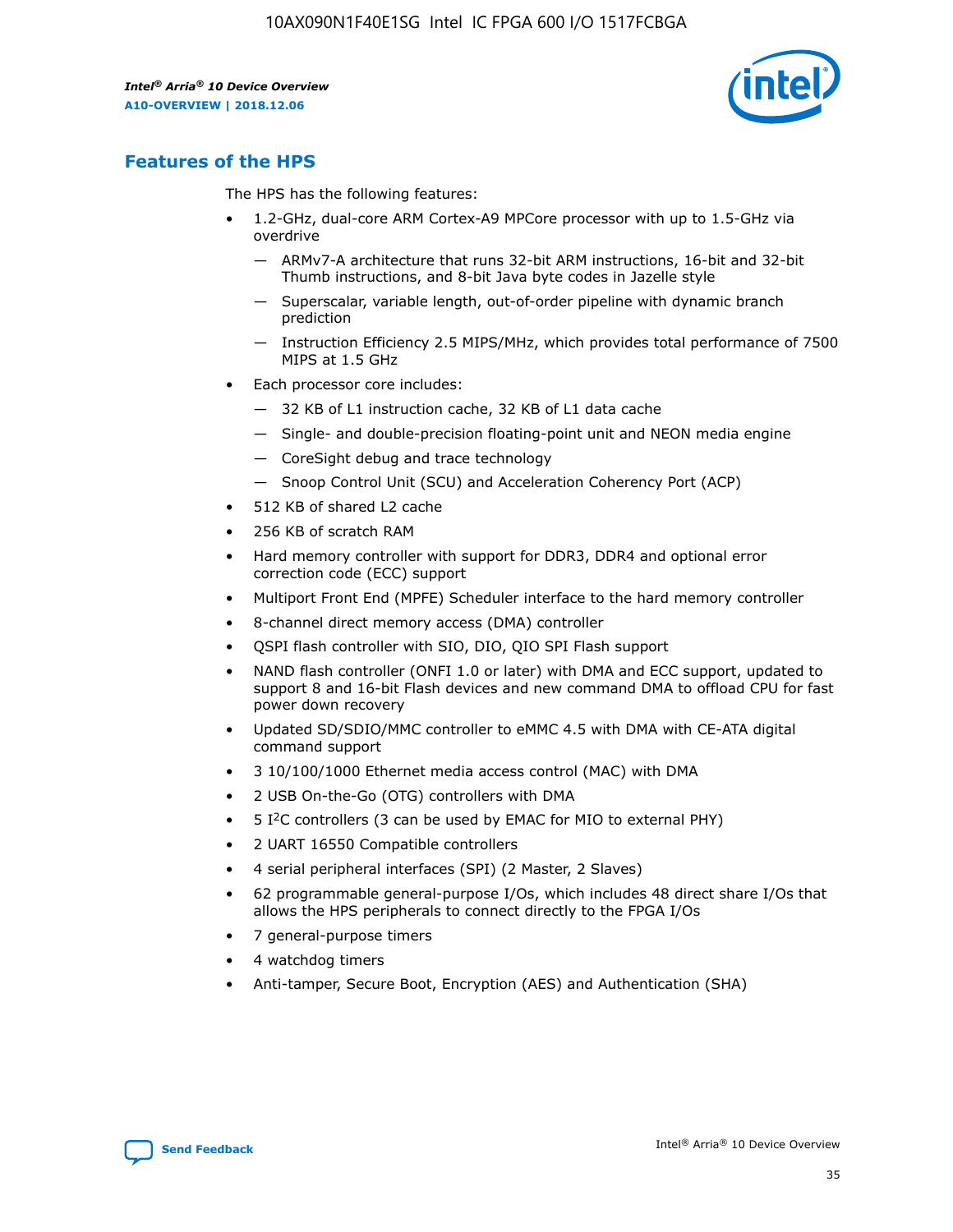## Features of the HPS

The HPS has the following features:

- 1.2-GHz, dual-core ARM Cortex-A9 MPCore processor with up to 1.5-GHz via overdrive
  - — ARMv7-A architecture that runs 32-bit ARM instructions, 16-bit and 32-bit Thumb instructions, and 8-bit Java byte codes in Jazelle style
  - — Superscalar, variable length, out-of-order pipeline with dynamic branch prediction
  - — Instruction Efficiency 2.5 MIPS/MHz, which provides total performance of 7500 MIPS at 1.5 GHz
- Each processor core includes:
  - — 32 KB of L1 instruction cache, 32 KB of L1 data cache
  - — Single- and double-precision floating-point unit and NEON media engine
  - — CoreSight debug and trace technology
  - — Snoop Control Unit (SCU) and Acceleration Coherency Port (ACP)
- 512 KB of shared L2 cache
- 256 KB of scratch RAM
- Hard memory controller with support for DDR3, DDR4 and optional error correction code (ECC) support
- Multiport Front End (MPFE) Scheduler interface to the hard memory controller
- 8-channel direct memory access (DMA) controller
- QSPI flash controller with SIO, DIO, QIO SPI Flash support
- NAND flash controller (ONFI 1.0 or later) with DMA and ECC support, updated to support 8 and 16-bit Flash devices and new command DMA to offload CPU for fast power down recovery
- Updated SD/SDIO/MMC controller to eMMC 4.5 with DMA with CE-ATA digital command support
- 3 10/100/1000 Ethernet media access control (MAC) with DMA
- 2 USB On-the-Go (OTG) controllers with DMA
- 5 I$^2$C controllers (3 can be used by EMAC for MIO to external PHY)
- 2 UART 16550 Compatible controllers
- 4 serial peripheral interfaces (SPI) (2 Master, 2 Slaves)
- 62 programmable general-purpose I/Os, which includes 48 direct share I/Os that allows the HPS peripherals to connect directly to the FPGA I/Os
- 7 general-purpose timers
- 4 watchdog timers
- Anti-tamper, Secure Boot, Encryption (AES) and Authentication (SHA)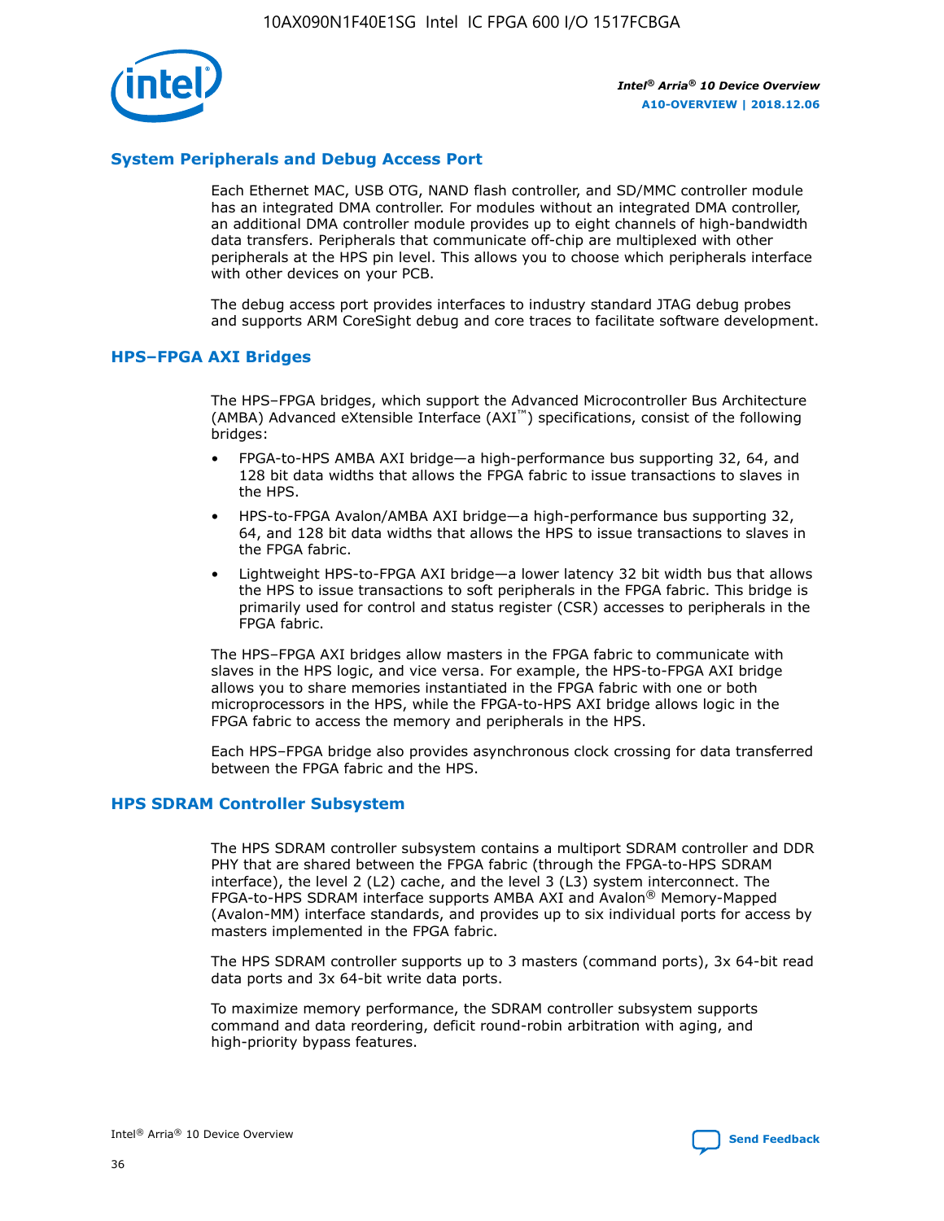## System Peripherals and Debug Access Port

Each Ethernet MAC, USB OTG, NAND flash controller, and SD/MMC controller module has an integrated DMA controller. For modules without an integrated DMA controller, an additional DMA controller module provides up to eight channels of high-bandwidth data transfers. Peripherals that communicate off-chip are multiplexed with other peripherals at the HPS pin level. This allows you to choose which peripherals interface with other devices on your PCB.

The debug access port provides interfaces to industry standard JTAG debug probes and supports ARM CoreSight debug and core traces to facilitate software development.

## HPS–FPGA AXI Bridges

The HPS–FPGA bridges, which support the Advanced Microcontroller Bus Architecture (AMBA) Advanced eXtensible Interface (AXI™) specifications, consist of the following bridges:

- FPGA-to-HPS AMBA AXI bridge—a high-performance bus supporting 32, 64, and 128 bit data widths that allows the FPGA fabric to issue transactions to slaves in the HPS.
- HPS-to-FPGA Avalon/AMBA AXI bridge—a high-performance bus supporting 32, 64, and 128 bit data widths that allows the HPS to issue transactions to slaves in the FPGA fabric.
- Lightweight HPS-to-FPGA AXI bridge—a lower latency 32 bit width bus that allows the HPS to issue transactions to soft peripherals in the FPGA fabric. This bridge is primarily used for control and status register (CSR) accesses to peripherals in the FPGA fabric.

The HPS–FPGA AXI bridges allow masters in the FPGA fabric to communicate with slaves in the HPS logic, and vice versa. For example, the HPS-to-FPGA AXI bridge allows you to share memories instantiated in the FPGA fabric with one or both microprocessors in the HPS, while the FPGA-to-HPS AXI bridge allows logic in the FPGA fabric to access the memory and peripherals in the HPS.

Each HPS–FPGA bridge also provides asynchronous clock crossing for data transferred between the FPGA fabric and the HPS.

## HPS SDRAM Controller Subsystem

The HPS SDRAM controller subsystem contains a multiport SDRAM controller and DDR PHY that are shared between the FPGA fabric (through the FPGA-to-HPS SDRAM interface), the level 2 (L2) cache, and the level 3 (L3) system interconnect. The FPGA-to-HPS SDRAM interface supports AMBA AXI and Avalon® Memory-Mapped (Avalon-MM) interface standards, and provides up to six individual ports for access by masters implemented in the FPGA fabric.

The HPS SDRAM controller supports up to 3 masters (command ports), 3x 64-bit read data ports and 3x 64-bit write data ports.

To maximize memory performance, the SDRAM controller subsystem supports command and data reordering, deficit round-robin arbitration with aging, and high-priority bypass features.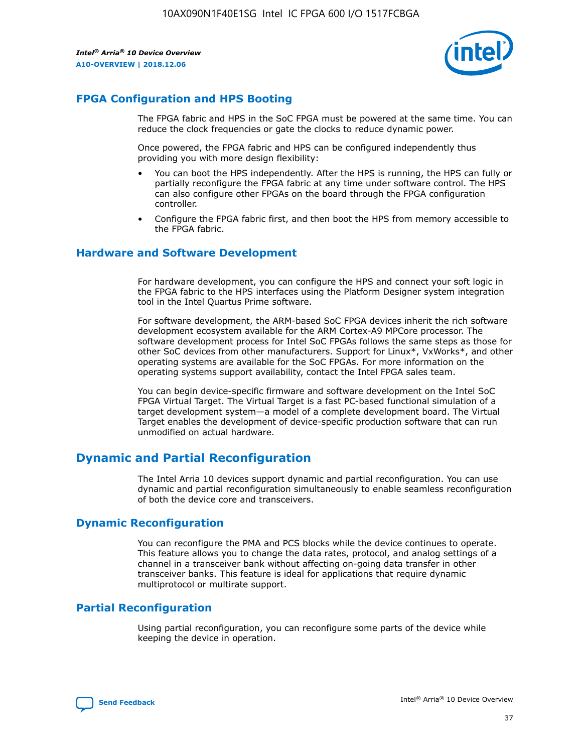## FPGA Configuration and HPS Booting

The FPGA fabric and HPS in the SoC FPGA must be powered at the same time. You can reduce the clock frequencies or gate the clocks to reduce dynamic power.

Once powered, the FPGA fabric and HPS can be configured independently thus providing you with more design flexibility:

- You can boot the HPS independently. After the HPS is running, the HPS can fully or partially reconfigure the FPGA fabric at any time under software control. The HPS can also configure other FPGAs on the board through the FPGA configuration controller.
- Configure the FPGA fabric first, and then boot the HPS from memory accessible to the FPGA fabric.

## Hardware and Software Development

For hardware development, you can configure the HPS and connect your soft logic in the FPGA fabric to the HPS interfaces using the Platform Designer system integration tool in the Intel Quartus Prime software.

For software development, the ARM-based SoC FPGA devices inherit the rich software development ecosystem available for the ARM Cortex-A9 MPCore processor. The software development process for Intel SoC FPGAs follows the same steps as those for other SoC devices from other manufacturers. Support for Linux*, VxWorks*, and other operating systems are available for the SoC FPGAs. For more information on the operating systems support availability, contact the Intel FPGA sales team.

You can begin device-specific firmware and software development on the Intel SoC FPGA Virtual Target. The Virtual Target is a fast PC-based functional simulation of a target development system—a model of a complete development board. The Virtual Target enables the development of device-specific production software that can run unmodified on actual hardware.

## Dynamic and Partial Reconfiguration

The Intel Arria 10 devices support dynamic and partial reconfiguration. You can use dynamic and partial reconfiguration simultaneously to enable seamless reconfiguration of both the device core and transceivers.

## Dynamic Reconfiguration

You can reconfigure the PMA and PCS blocks while the device continues to operate. This feature allows you to change the data rates, protocol, and analog settings of a channel in a transceiver bank without affecting on-going data transfer in other transceiver banks. This feature is ideal for applications that require dynamic multiprotocol or multirate support.

## Partial Reconfiguration

Using partial reconfiguration, you can reconfigure some parts of the device while keeping the device in operation.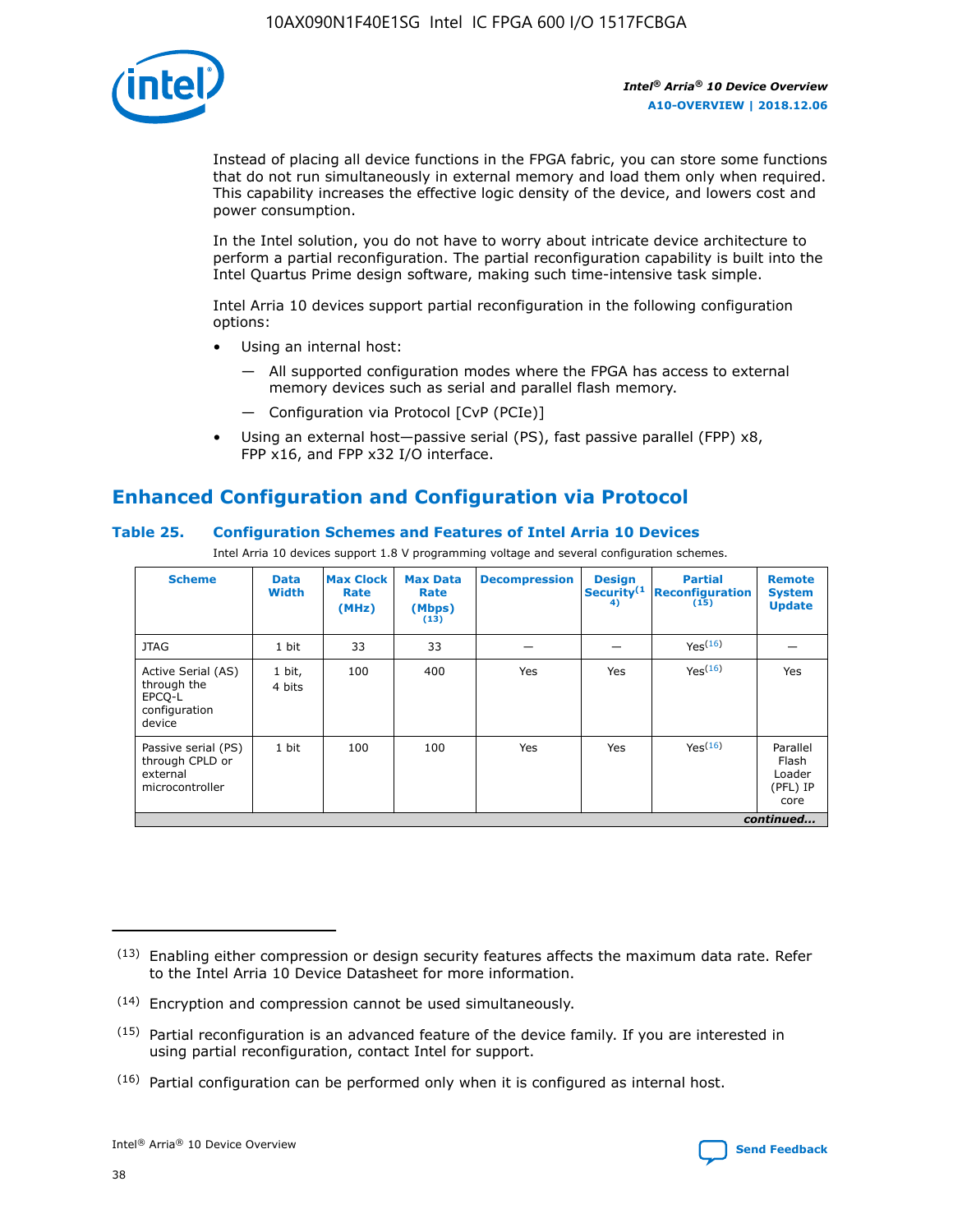Instead of placing all device functions in the FPGA fabric, you can store some functions that do not run simultaneously in external memory and load them only when required. This capability increases the effective logic density of the device, and lowers cost and power consumption.

In the Intel solution, you do not have to worry about intricate device architecture to perform a partial reconfiguration. The partial reconfiguration capability is built into the Intel Quartus Prime design software, making such time-intensive task simple.

Intel Arria 10 devices support partial reconfiguration in the following configuration options:

- Using an internal host:
  - All supported configuration modes where the FPGA has access to external memory devices such as serial and parallel flash memory.
  - Configuration via Protocol [CvP (PCIe)]
- Using an external host—passive serial (PS), fast passive parallel (FPP) x8, FPP x16, and FPP x32 I/O interface.

## Enhanced Configuration and Configuration via Protocol

**Table 25. Configuration Schemes and Features of Intel Arria 10 Devices**

Intel Arria 10 devices support 1.8 V programming voltage and several configuration schemes.

| Scheme | Data Width | Max Clock Rate (MHz) | Max Data Rate (Mbps) (13) | Decompression | Design Security (14) | Partial Reconfiguration (15) | Remote System Update |
|---|---|---|---|---|---|---|---|
| JTAG | 1 bit | 33 | 33 | — | — | Yes (16) | — |
| Active Serial (AS) through the EPCQ-L configuration device | 1 bit, 4 bits | 100 | 400 | Yes | Yes | Yes (16) | Yes |
| Passive serial (PS) through CPLD or external microcontroller | 1 bit | 100 | 100 | Yes | Yes | Yes (16) | Parallel Flash Loader (PFL) IP core |

*continued...*

(13) Enabling either compression or design security features affects the maximum data rate. Refer to the Intel Arria 10 Device Datasheet for more information.

(14) Encryption and compression cannot be used simultaneously.

(15) Partial reconfiguration is an advanced feature of the device family. If you are interested in using partial reconfiguration, contact Intel for support.

(16) Partial configuration can be performed only when it is configured as internal host.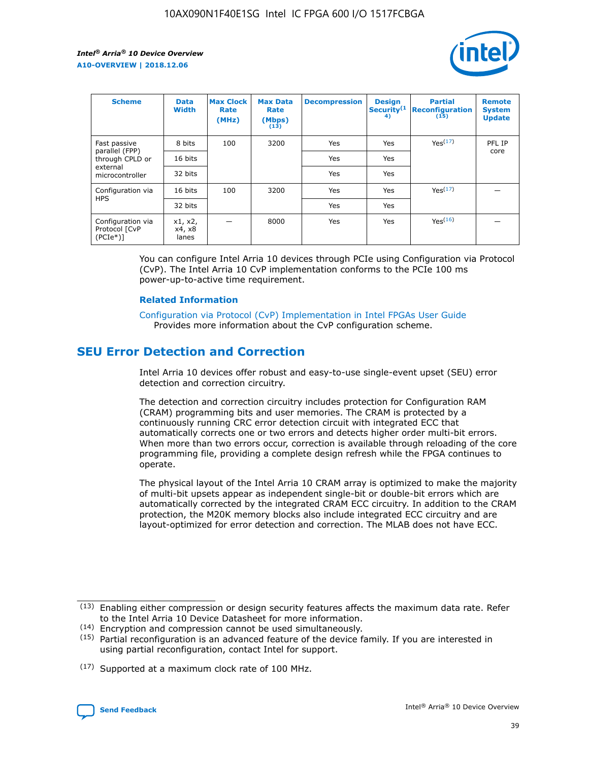| Scheme | Data Width | Max Clock Rate (MHz) | Max Data Rate (Mbps) (13) | Decompression | Design Security(14) | Partial Reconfiguration (15) | Remote System Update |
| --- | --- | --- | --- | --- | --- | --- | --- |
| Fast passive parallel (FPP) through CPLD or external microcontroller | 8 bits | 100 | 3200 | Yes | Yes | Yes(17) | PFL IP core |
| | 16 bits | | | Yes | Yes | | |
| | 32 bits | | | Yes | Yes | | |
| Configuration via HPS | 16 bits | 100 | 3200 | Yes | Yes | Yes(17) | — |
| | 32 bits | | | Yes | Yes | | |
| Configuration via Protocol [CvP (PCIe*)] | x1, x2, x4, x8 lanes | — | 8000 | Yes | Yes | Yes(16) | — |

You can configure Intel Arria 10 devices through PCIe using Configuration via Protocol (CvP). The Intel Arria 10 CvP implementation conforms to the PCIe 100 ms power-up-to-active time requirement.

**Related Information**

Configuration via Protocol (CvP) Implementation in Intel FPGAs User Guide
Provides more information about the CvP configuration scheme.

## SEU Error Detection and Correction

Intel Arria 10 devices offer robust and easy-to-use single-event upset (SEU) error detection and correction circuitry.

The detection and correction circuitry includes protection for Configuration RAM (CRAM) programming bits and user memories. The CRAM is protected by a continuously running CRC error detection circuit with integrated ECC that automatically corrects one or two errors and detects higher order multi-bit errors. When more than two errors occur, correction is available through reloading of the core programming file, providing a complete design refresh while the FPGA continues to operate.

The physical layout of the Intel Arria 10 CRAM array is optimized to make the majority of multi-bit upsets appear as independent single-bit or double-bit errors which are automatically corrected by the integrated CRAM ECC circuitry. In addition to the CRAM protection, the M20K memory blocks also include integrated ECC circuitry and are layout-optimized for error detection and correction. The MLAB does not have ECC.

(13) Enabling either compression or design security features affects the maximum data rate. Refer to the Intel Arria 10 Device Datasheet for more information.

(14) Encryption and compression cannot be used simultaneously.

(15) Partial reconfiguration is an advanced feature of the device family. If you are interested in using partial reconfiguration, contact Intel for support.

(17) Supported at a maximum clock rate of 100 MHz.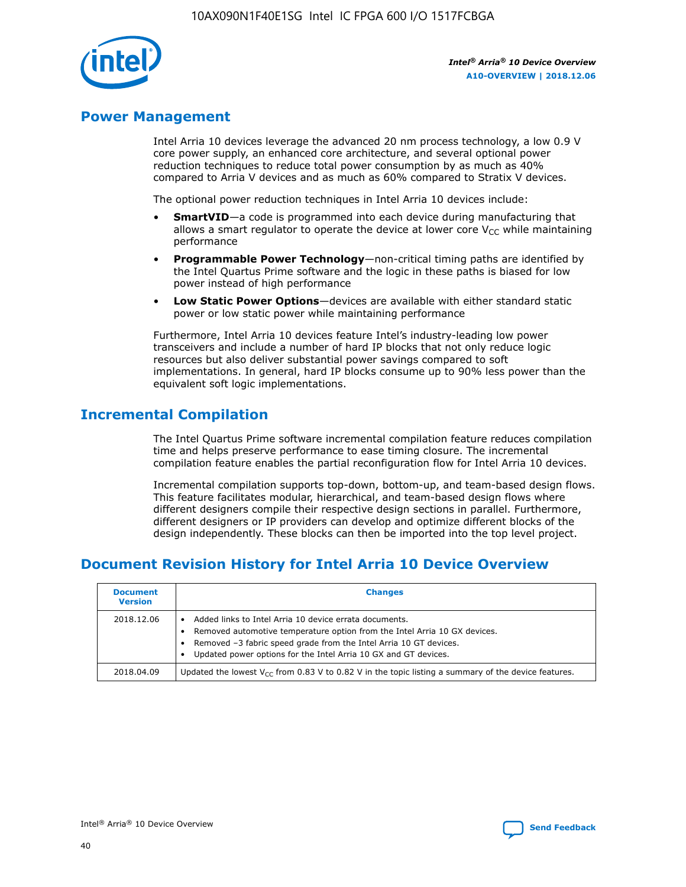## Power Management

Intel Arria 10 devices leverage the advanced 20 nm process technology, a low 0.9 V core power supply, an enhanced core architecture, and several optional power reduction techniques to reduce total power consumption by as much as 40% compared to Arria V devices and as much as 60% compared to Stratix V devices.

The optional power reduction techniques in Intel Arria 10 devices include:

- **SmartVID**—a code is programmed into each device during manufacturing that allows a smart regulator to operate the device at lower core $V_{CC}$ while maintaining performance
- **Programmable Power Technology**—non-critical timing paths are identified by the Intel Quartus Prime software and the logic in these paths is biased for low power instead of high performance
- **Low Static Power Options**—devices are available with either standard static power or low static power while maintaining performance

Furthermore, Intel Arria 10 devices feature Intel's industry-leading low power transceivers and include a number of hard IP blocks that not only reduce logic resources but also deliver substantial power savings compared to soft implementations. In general, hard IP blocks consume up to 90% less power than the equivalent soft logic implementations.

## Incremental Compilation

The Intel Quartus Prime software incremental compilation feature reduces compilation time and helps preserve performance to ease timing closure. The incremental compilation feature enables the partial reconfiguration flow for Intel Arria 10 devices.

Incremental compilation supports top-down, bottom-up, and team-based design flows. This feature facilitates modular, hierarchical, and team-based design flows where different designers compile their respective design sections in parallel. Furthermore, different designers or IP providers can develop and optimize different blocks of the design independently. These blocks can then be imported into the top level project.

## Document Revision History for Intel Arria 10 Device Overview

| Document Version | Changes |
| --- | --- |
| 2018.12.06 | • Added links to Intel Arria 10 device errata documents.<br>• Removed automotive temperature option from the Intel Arria 10 GX devices.<br>• Removed –3 fabric speed grade from the Intel Arria 10 GT devices.<br>• Updated power options for the Intel Arria 10 GX and GT devices. |
| 2018.04.09 | Updated the lowest $V_{CC}$ from 0.83 V to 0.82 V in the topic listing a summary of the device features. |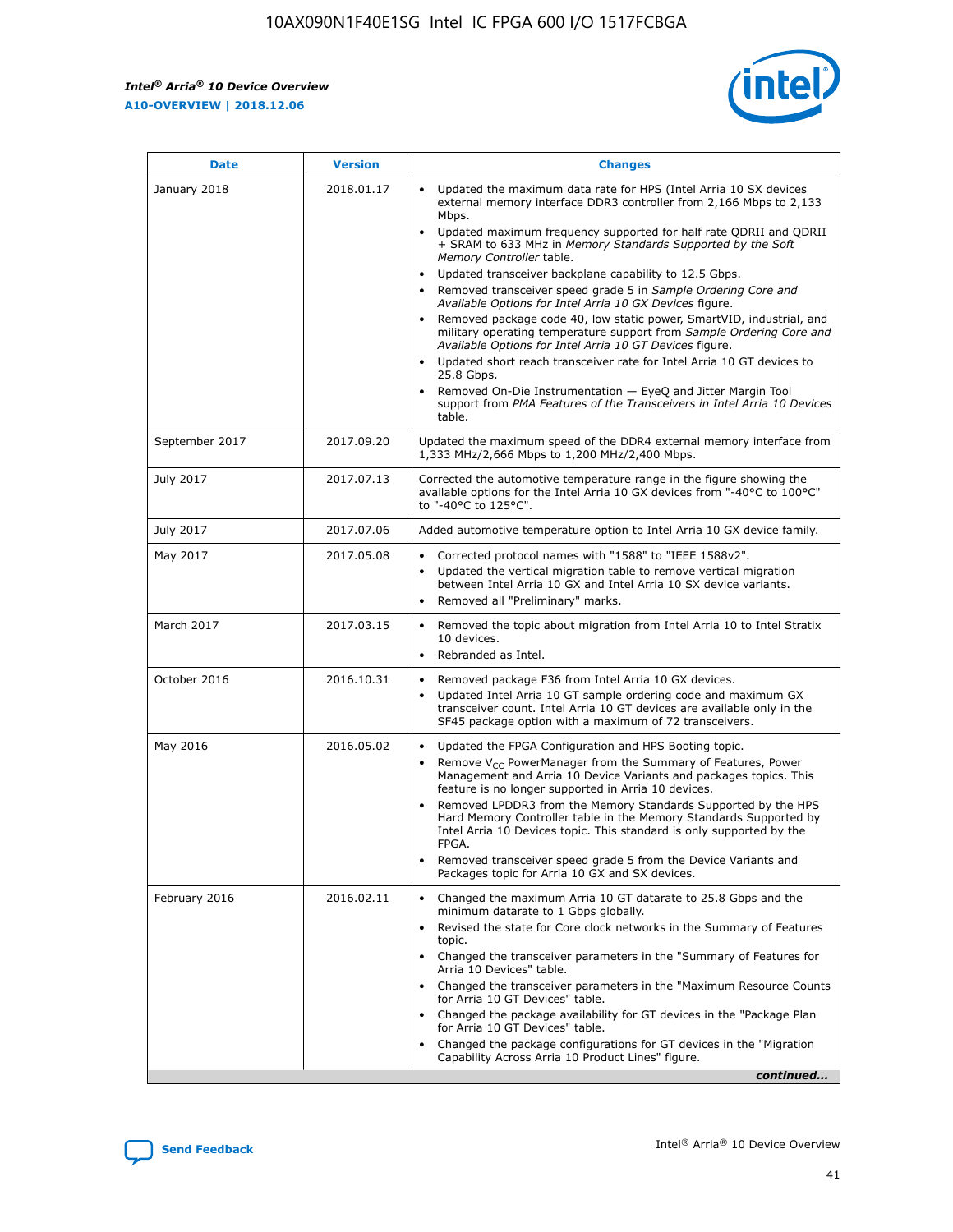| Date | Version | Changes |
| --- | --- | --- |
| January 2018 | 2018.01.17 | • Updated the maximum data rate for HPS (Intel Arria 10 SX devices external memory interface DDR3 controller from 2,166 Mbps to 2,133 Mbps.<br>• Updated maximum frequency supported for half rate QDRII and QDRII + SRAM to 633 MHz in *Memory Standards Supported by the Soft Memory Controller* table.<br>• Updated transceiver backplane capability to 12.5 Gbps.<br>• Removed transceiver speed grade 5 in *Sample Ordering Core and Available Options for Intel Arria 10 GX Devices* figure.<br>• Removed package code 40, low static power, SmartVID, industrial, and military operating temperature support from *Sample Ordering Core and Available Options for Intel Arria 10 GT Devices* figure.<br>• Updated short reach transceiver rate for Intel Arria 10 GT devices to 25.8 Gbps.<br>• Removed On-Die Instrumentation — EyeQ and Jitter Margin Tool support from *PMA Features of the Transceivers in Intel Arria 10 Devices* table. |
| September 2017 | 2017.09.20 | Updated the maximum speed of the DDR4 external memory interface from 1,333 MHz/2,666 Mbps to 1,200 MHz/2,400 Mbps. |
| July 2017 | 2017.07.13 | Corrected the automotive temperature range in the figure showing the available options for the Intel Arria 10 GX devices from "-40°C to 100°C" to "-40°C to 125°C". |
| July 2017 | 2017.07.06 | Added automotive temperature option to Intel Arria 10 GX device family. |
| May 2017 | 2017.05.08 | • Corrected protocol names with "1588" to "IEEE 1588v2".<br>• Updated the vertical migration table to remove vertical migration between Intel Arria 10 GX and Intel Arria 10 SX device variants.<br>• Removed all "Preliminary" marks. |
| March 2017 | 2017.03.15 | • Removed the topic about migration from Intel Arria 10 to Intel Stratix 10 devices.<br>• Rebranded as Intel. |
| October 2016 | 2016.10.31 | • Removed package F36 from Intel Arria 10 GX devices.<br>• Updated Intel Arria 10 GT sample ordering code and maximum GX transceiver count. Intel Arria 10 GT devices are available only in the SF45 package option with a maximum of 72 transceivers. |
| May 2016 | 2016.05.02 | • Updated the FPGA Configuration and HPS Booting topic.<br>• Remove $V_{CC}$ PowerManager from the Summary of Features, Power Management and Arria 10 Device Variants and packages topics. This feature is no longer supported in Arria 10 devices.<br>• Removed LPDDR3 from the Memory Standards Supported by the HPS Hard Memory Controller table in the Memory Standards Supported by Intel Arria 10 Devices topic. This standard is only supported by the FPGA.<br>• Removed transceiver speed grade 5 from the Device Variants and Packages topic for Arria 10 GX and SX devices. |
| February 2016 | 2016.02.11 | • Changed the maximum Arria 10 GT datarate to 25.8 Gbps and the minimum datarate to 1 Gbps globally.<br>• Revised the state for Core clock networks in the Summary of Features topic.<br>• Changed the transceiver parameters in the "Summary of Features for Arria 10 Devices" table.<br>• Changed the transceiver parameters in the "Maximum Resource Counts for Arria 10 GT Devices" table.<br>• Changed the package availability for GT devices in the "Package Plan for Arria 10 GT Devices" table.<br>• Changed the package configurations for GT devices in the "Migration Capability Across Arria 10 Product Lines" figure. |

*continued...*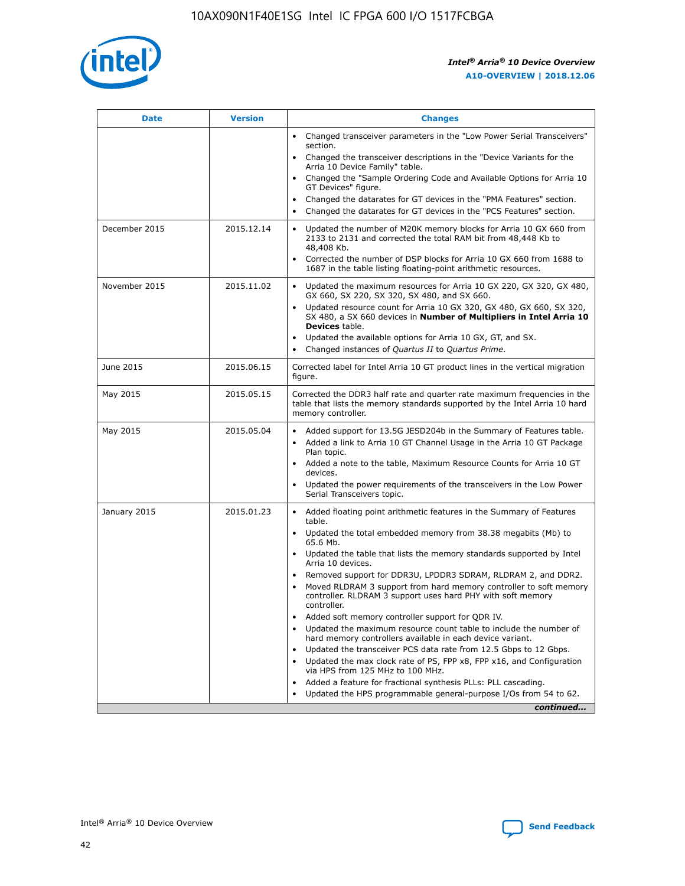| Date | Version | Changes |
| --- | --- | --- |
| | | • Changed transceiver parameters in the "Low Power Serial Transceivers" section.<br>• Changed the transceiver descriptions in the "Device Variants for the Arria 10 Device Family" table.<br>• Changed the "Sample Ordering Code and Available Options for Arria 10 GT Devices" figure.<br>• Changed the datarates for GT devices in the "PMA Features" section.<br>• Changed the datarates for GT devices in the "PCS Features" section. |
| December 2015 | 2015.12.14 | • Updated the number of M20K memory blocks for Arria 10 GX 660 from 2133 to 2131 and corrected the total RAM bit from 48,448 Kb to 48,408 Kb.<br>• Corrected the number of DSP blocks for Arria 10 GX 660 from 1688 to 1687 in the table listing floating-point arithmetic resources. |
| November 2015 | 2015.11.02 | • Updated the maximum resources for Arria 10 GX 220, GX 320, GX 480, GX 660, SX 220, SX 320, SX 480, and SX 660.<br>• Updated resource count for Arria 10 GX 320, GX 480, GX 660, SX 320, SX 480, a SX 660 devices in **Number of Multipliers in Intel Arria 10 Devices** table.<br>• Updated the available options for Arria 10 GX, GT, and SX.<br>• Changed instances of *Quartus II* to *Quartus Prime*. |
| June 2015 | 2015.06.15 | Corrected label for Intel Arria 10 GT product lines in the vertical migration figure. |
| May 2015 | 2015.05.15 | Corrected the DDR3 half rate and quarter rate maximum frequencies in the table that lists the memory standards supported by the Intel Arria 10 hard memory controller. |
| May 2015 | 2015.05.04 | • Added support for 13.5G JESD204b in the Summary of Features table.<br>• Added a link to Arria 10 GT Channel Usage in the Arria 10 GT Package Plan topic.<br>• Added a note to the table, Maximum Resource Counts for Arria 10 GT devices.<br>• Updated the power requirements of the transceivers in the Low Power Serial Transceivers topic. |
| January 2015 | 2015.01.23 | • Added floating point arithmetic features in the Summary of Features table.<br>• Updated the total embedded memory from 38.38 megabits (Mb) to 65.6 Mb.<br>• Updated the table that lists the memory standards supported by Intel Arria 10 devices.<br>• Removed support for DDR3U, LPDDR3 SDRAM, RLDRAM 2, and DDR2.<br>• Moved RLDRAM 3 support from hard memory controller to soft memory controller. RLDRAM 3 support uses hard PHY with soft memory controller.<br>• Added soft memory controller support for QDR IV.<br>• Updated the maximum resource count table to include the number of hard memory controllers available in each device variant.<br>• Updated the transceiver PCS data rate from 12.5 Gbps to 12 Gbps.<br>• Updated the max clock rate of PS, FPP x8, FPP x16, and Configuration via HPS from 125 MHz to 100 MHz.<br>• Added a feature for fractional synthesis PLLs: PLL cascading.<br>• Updated the HPS programmable general-purpose I/Os from 54 to 62. |

*continued...*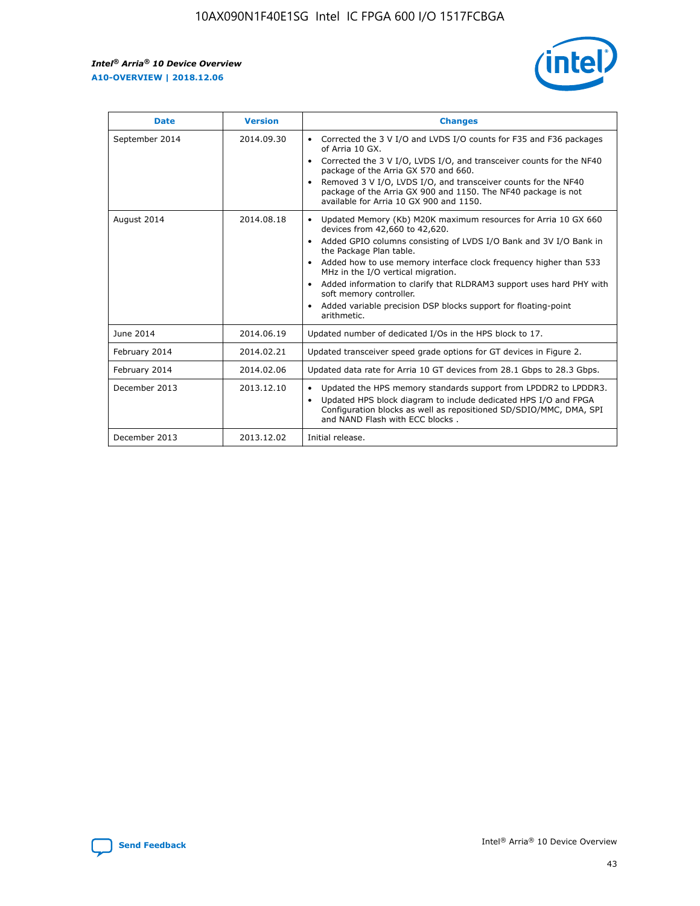| Date | Version | Changes |
| --- | --- | --- |
| September 2014 | 2014.09.30 | • Corrected the 3 V I/O and LVDS I/O counts for F35 and F36 packages of Arria 10 GX.<br>• Corrected the 3 V I/O, LVDS I/O, and transceiver counts for the NF40 package of the Arria GX 570 and 660.<br>• Removed 3 V I/O, LVDS I/O, and transceiver counts for the NF40 package of the Arria GX 900 and 1150. The NF40 package is not available for Arria 10 GX 900 and 1150. |
| August 2014 | 2014.08.18 | • Updated Memory (Kb) M20K maximum resources for Arria 10 GX 660 devices from 42,660 to 42,620.<br>• Added GPIO columns consisting of LVDS I/O Bank and 3V I/O Bank in the Package Plan table.<br>• Added how to use memory interface clock frequency higher than 533 MHz in the I/O vertical migration.<br>• Added information to clarify that RLDRAM3 support uses hard PHY with soft memory controller.<br>• Added variable precision DSP blocks support for floating-point arithmetic. |
| June 2014 | 2014.06.19 | Updated number of dedicated I/Os in the HPS block to 17. |
| February 2014 | 2014.02.21 | Updated transceiver speed grade options for GT devices in Figure 2. |
| February 2014 | 2014.02.06 | Updated data rate for Arria 10 GT devices from 28.1 Gbps to 28.3 Gbps. |
| December 2013 | 2013.12.10 | • Updated the HPS memory standards support from LPDDR2 to LPDDR3.<br>• Updated HPS block diagram to include dedicated HPS I/O and FPGA Configuration blocks as well as repositioned SD/SDIO/MMC, DMA, SPI and NAND Flash with ECC blocks . |
| December 2013 | 2013.12.02 | Initial release. |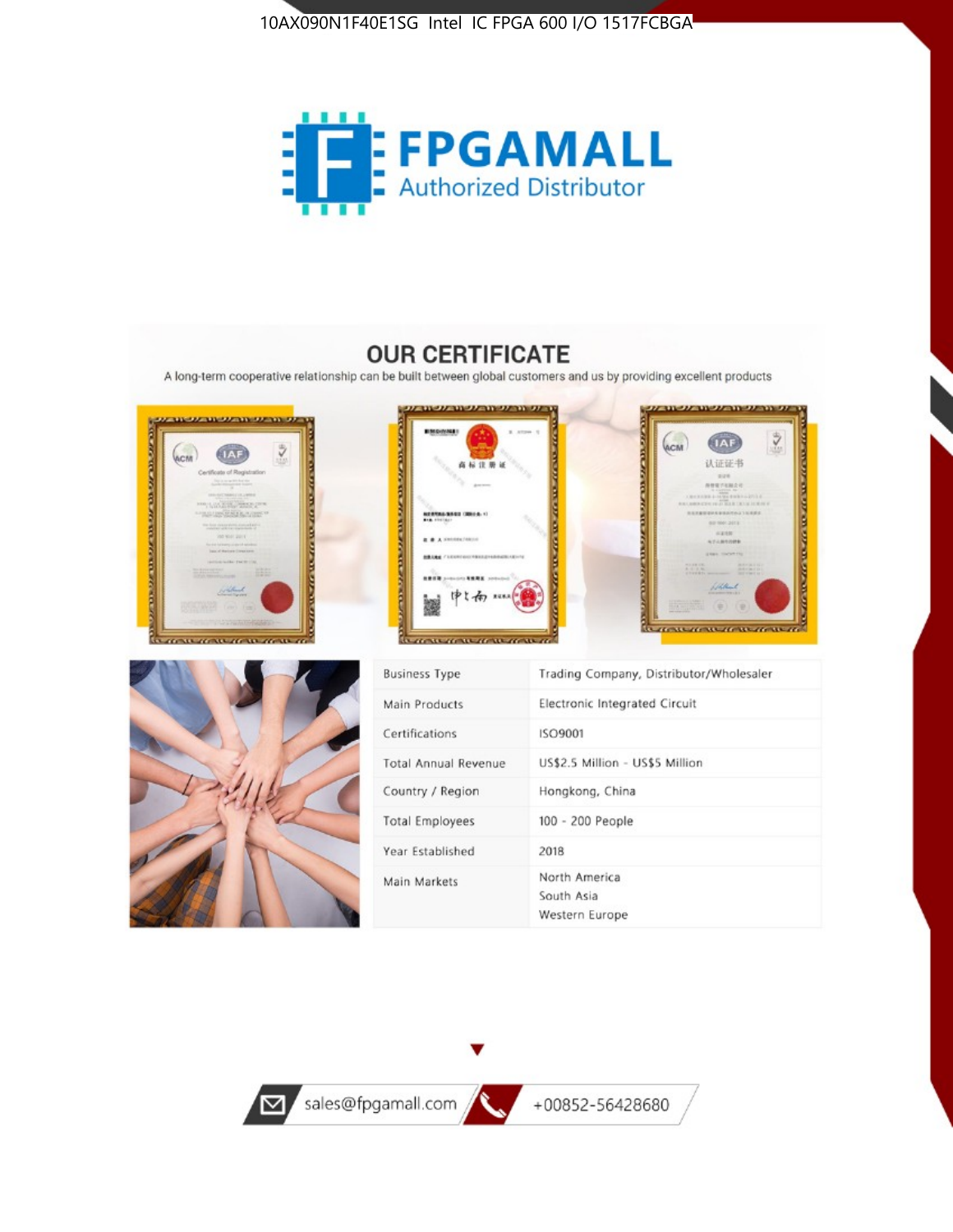10AX090N1F40E1SG Intel IC FPGA 600 I/O 1517FCBGA

FPGAMALL
Authorized Distributor

# OUR CERTIFICATE

A long-term cooperative relationship can be built between global customers and us by providing excellent products

| | |
|---|---|
| Business Type | Trading Company, Distributor/Wholesaler |
| Main Products | Electronic Integrated Circuit |
| Certifications | ISO9001 |
| Total Annual Revenue | US$2.5 Million - US$5 Million |
| Country / Region | Hongkong, China |
| Total Employees | 100 - 200 People |
| Year Established | 2018 |
| Main Markets | North America<br>South Asia<br>Western Europe |

sales@fpgamall.com

+00852-56428680